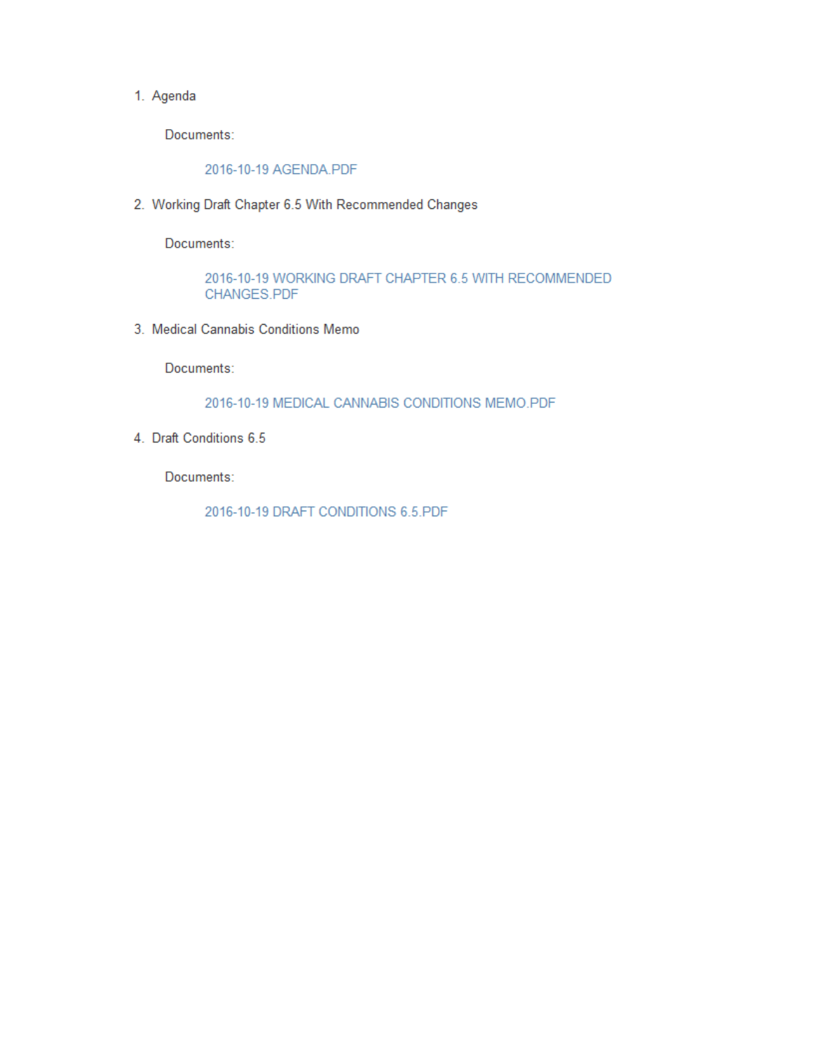1. Agenda

    Documents:

        2016-10-19 AGENDA.PDF

2. Working Draft Chapter 6.5 With Recommended Changes

    Documents:

        2016-10-19 WORKING DRAFT CHAPTER 6.5 WITH RECOMMENDED CHANGES.PDF

3. Medical Cannabis Conditions Memo

    Documents:

        2016-10-19 MEDICAL CANNABIS CONDITIONS MEMO.PDF

4. Draft Conditions 6.5

    Documents:

        2016-10-19 DRAFT CONDITIONS 6.5.PDF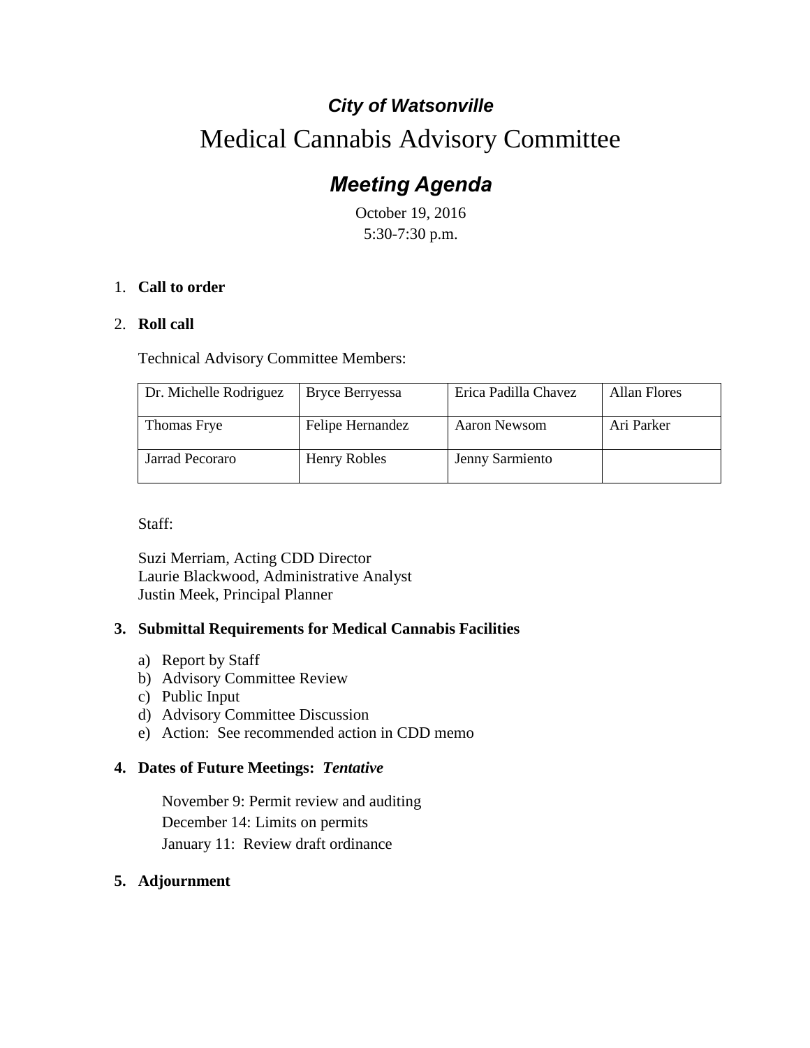# *City of Watsonville*

# Medical Cannabis Advisory Committee

## *Meeting Agenda*

October 19, 2016
5:30-7:30 p.m.

1. **Call to order**

2. **Roll call**

   Technical Advisory Committee Members:

| Dr. Michelle Rodriguez | Bryce Berryessa | Erica Padilla Chavez | Allan Flores |
|---|---|---|---|
| Thomas Frye | Felipe Hernandez | Aaron Newsom | Ari Parker |
| Jarrad Pecoraro | Henry Robles | Jenny Sarmiento | |

   Staff:

   Suzi Merriam, Acting CDD Director
   Laurie Blackwood, Administrative Analyst
   Justin Meek, Principal Planner

3. **Submittal Requirements for Medical Cannabis Facilities**

   a) Report by Staff
   b) Advisory Committee Review
   c) Public Input
   d) Advisory Committee Discussion
   e) Action: See recommended action in CDD memo

4. **Dates of Future Meetings:** ***Tentative***

   November 9: Permit review and auditing
   December 14: Limits on permits
   January 11: Review draft ordinance

5. **Adjournment**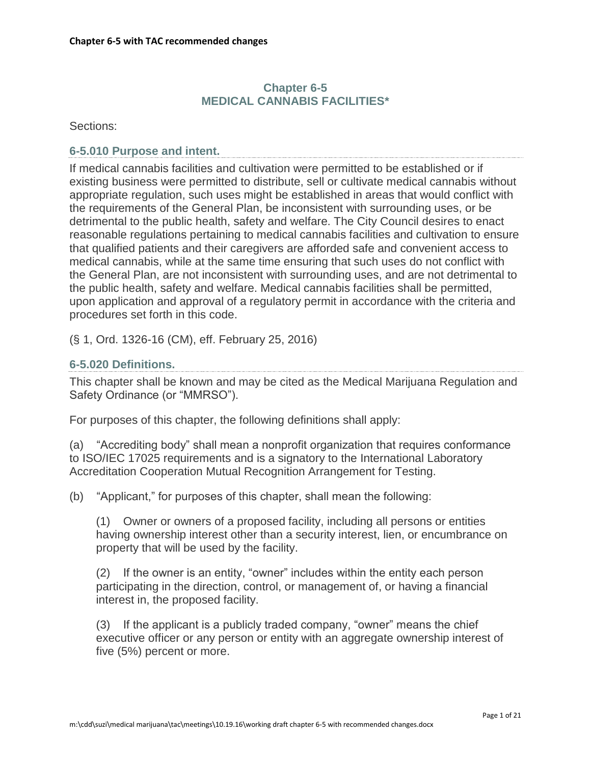**Chapter 6-5 with TAC recommended changes**

## Chapter 6-5
## MEDICAL CANNABIS FACILITIES*

Sections:

### 6-5.010 Purpose and intent.

If medical cannabis facilities and cultivation were permitted to be established or if existing business were permitted to distribute, sell or cultivate medical cannabis without appropriate regulation, such uses might be established in areas that would conflict with the requirements of the General Plan, be inconsistent with surrounding uses, or be detrimental to the public health, safety and welfare. The City Council desires to enact reasonable regulations pertaining to medical cannabis facilities and cultivation to ensure that qualified patients and their caregivers are afforded safe and convenient access to medical cannabis, while at the same time ensuring that such uses do not conflict with the General Plan, are not inconsistent with surrounding uses, and are not detrimental to the public health, safety and welfare. Medical cannabis facilities shall be permitted, upon application and approval of a regulatory permit in accordance with the criteria and procedures set forth in this code.

(§ 1, Ord. 1326-16 (CM), eff. February 25, 2016)

### 6-5.020 Definitions.

This chapter shall be known and may be cited as the Medical Marijuana Regulation and Safety Ordinance (or "MMRSO").

For purposes of this chapter, the following definitions shall apply:

(a) "Accrediting body" shall mean a nonprofit organization that requires conformance to ISO/IEC 17025 requirements and is a signatory to the International Laboratory Accreditation Cooperation Mutual Recognition Arrangement for Testing.

(b) "Applicant," for purposes of this chapter, shall mean the following:

(1) Owner or owners of a proposed facility, including all persons or entities having ownership interest other than a security interest, lien, or encumbrance on property that will be used by the facility.

(2) If the owner is an entity, "owner" includes within the entity each person participating in the direction, control, or management of, or having a financial interest in, the proposed facility.

(3) If the applicant is a publicly traded company, "owner" means the chief executive officer or any person or entity with an aggregate ownership interest of five (5%) percent or more.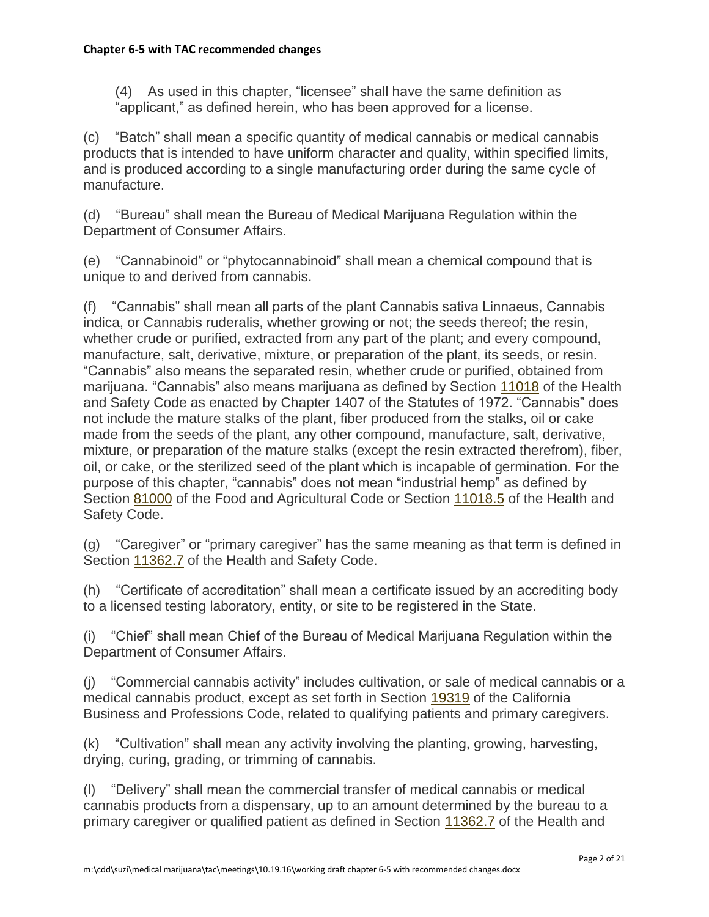(4) As used in this chapter, "licensee" shall have the same definition as "applicant," as defined herein, who has been approved for a license.

(c) "Batch" shall mean a specific quantity of medical cannabis or medical cannabis products that is intended to have uniform character and quality, within specified limits, and is produced according to a single manufacturing order during the same cycle of manufacture.

(d) "Bureau" shall mean the Bureau of Medical Marijuana Regulation within the Department of Consumer Affairs.

(e) "Cannabinoid" or "phytocannabinoid" shall mean a chemical compound that is unique to and derived from cannabis.

(f) "Cannabis" shall mean all parts of the plant Cannabis sativa Linnaeus, Cannabis indica, or Cannabis ruderalis, whether growing or not; the seeds thereof; the resin, whether crude or purified, extracted from any part of the plant; and every compound, manufacture, salt, derivative, mixture, or preparation of the plant, its seeds, or resin. "Cannabis" also means the separated resin, whether crude or purified, obtained from marijuana. "Cannabis" also means marijuana as defined by Section 11018 of the Health and Safety Code as enacted by Chapter 1407 of the Statutes of 1972. "Cannabis" does not include the mature stalks of the plant, fiber produced from the stalks, oil or cake made from the seeds of the plant, any other compound, manufacture, salt, derivative, mixture, or preparation of the mature stalks (except the resin extracted therefrom), fiber, oil, or cake, or the sterilized seed of the plant which is incapable of germination. For the purpose of this chapter, "cannabis" does not mean "industrial hemp" as defined by Section 81000 of the Food and Agricultural Code or Section 11018.5 of the Health and Safety Code.

(g) "Caregiver" or "primary caregiver" has the same meaning as that term is defined in Section 11362.7 of the Health and Safety Code.

(h) "Certificate of accreditation" shall mean a certificate issued by an accrediting body to a licensed testing laboratory, entity, or site to be registered in the State.

(i) "Chief" shall mean Chief of the Bureau of Medical Marijuana Regulation within the Department of Consumer Affairs.

(j) "Commercial cannabis activity" includes cultivation, or sale of medical cannabis or a medical cannabis product, except as set forth in Section 19319 of the California Business and Professions Code, related to qualifying patients and primary caregivers.

(k) "Cultivation" shall mean any activity involving the planting, growing, harvesting, drying, curing, grading, or trimming of cannabis.

(l) "Delivery" shall mean the commercial transfer of medical cannabis or medical cannabis products from a dispensary, up to an amount determined by the bureau to a primary caregiver or qualified patient as defined in Section 11362.7 of the Health and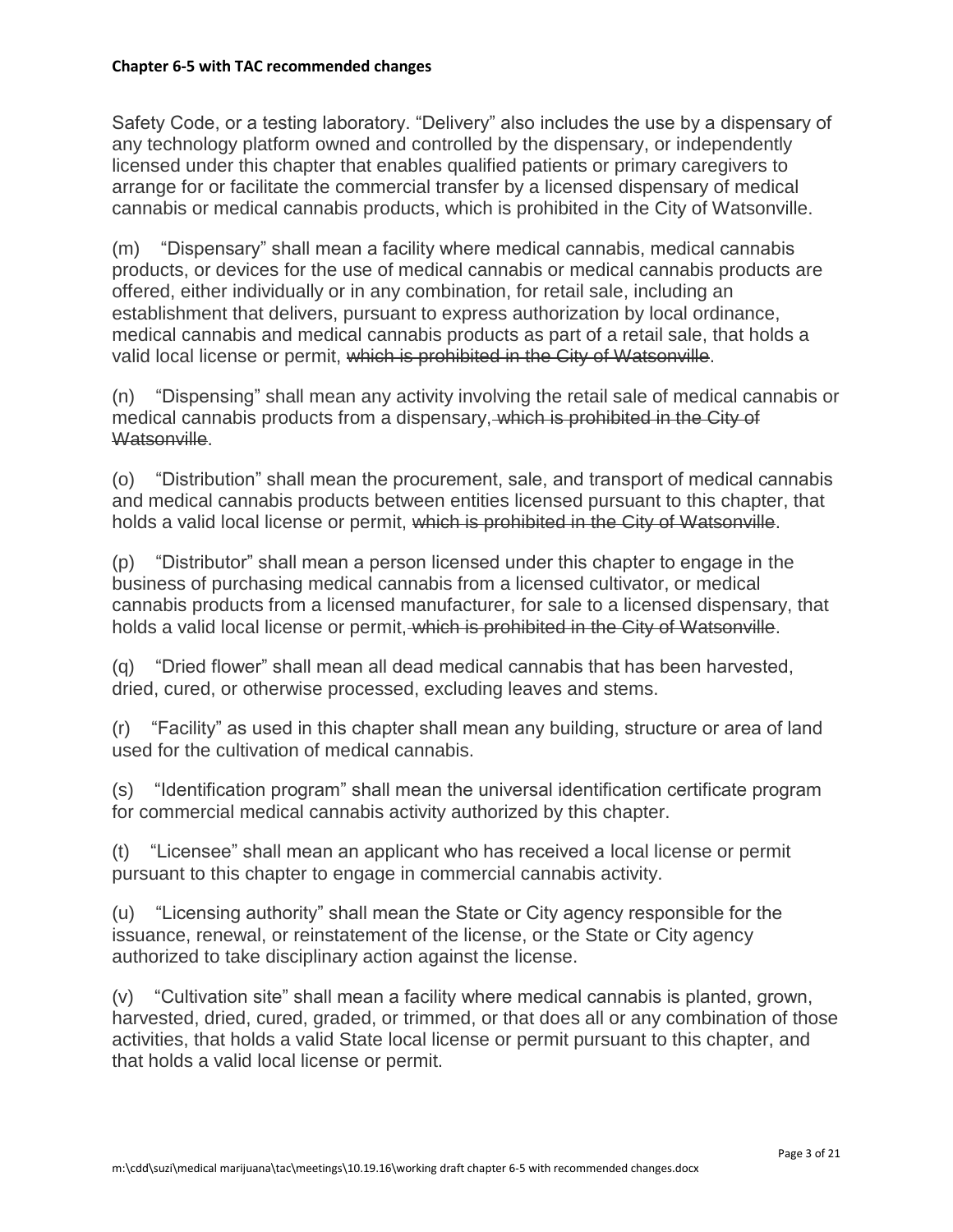Safety Code, or a testing laboratory. "Delivery" also includes the use by a dispensary of any technology platform owned and controlled by the dispensary, or independently licensed under this chapter that enables qualified patients or primary caregivers to arrange for or facilitate the commercial transfer by a licensed dispensary of medical cannabis or medical cannabis products, which is prohibited in the City of Watsonville.

(m) "Dispensary" shall mean a facility where medical cannabis, medical cannabis products, or devices for the use of medical cannabis or medical cannabis products are offered, either individually or in any combination, for retail sale, including an establishment that delivers, pursuant to express authorization by local ordinance, medical cannabis and medical cannabis products as part of a retail sale, that holds a valid local license or permit, ~~which is prohibited in the City of Watsonville~~.

(n) "Dispensing" shall mean any activity involving the retail sale of medical cannabis or medical cannabis products from a dispensary~~, which is prohibited in the City of Watsonville~~.

(o) "Distribution" shall mean the procurement, sale, and transport of medical cannabis and medical cannabis products between entities licensed pursuant to this chapter, that holds a valid local license or permit, ~~which is prohibited in the City of Watsonville~~.

(p) "Distributor" shall mean a person licensed under this chapter to engage in the business of purchasing medical cannabis from a licensed cultivator, or medical cannabis products from a licensed manufacturer, for sale to a licensed dispensary, that holds a valid local license or permit~~, which is prohibited in the City of Watsonville~~.

(q) "Dried flower" shall mean all dead medical cannabis that has been harvested, dried, cured, or otherwise processed, excluding leaves and stems.

(r) "Facility" as used in this chapter shall mean any building, structure or area of land used for the cultivation of medical cannabis.

(s) "Identification program" shall mean the universal identification certificate program for commercial medical cannabis activity authorized by this chapter.

(t) "Licensee" shall mean an applicant who has received a local license or permit pursuant to this chapter to engage in commercial cannabis activity.

(u) "Licensing authority" shall mean the State or City agency responsible for the issuance, renewal, or reinstatement of the license, or the State or City agency authorized to take disciplinary action against the license.

(v) "Cultivation site" shall mean a facility where medical cannabis is planted, grown, harvested, dried, cured, graded, or trimmed, or that does all or any combination of those activities, that holds a valid State local license or permit pursuant to this chapter, and that holds a valid local license or permit.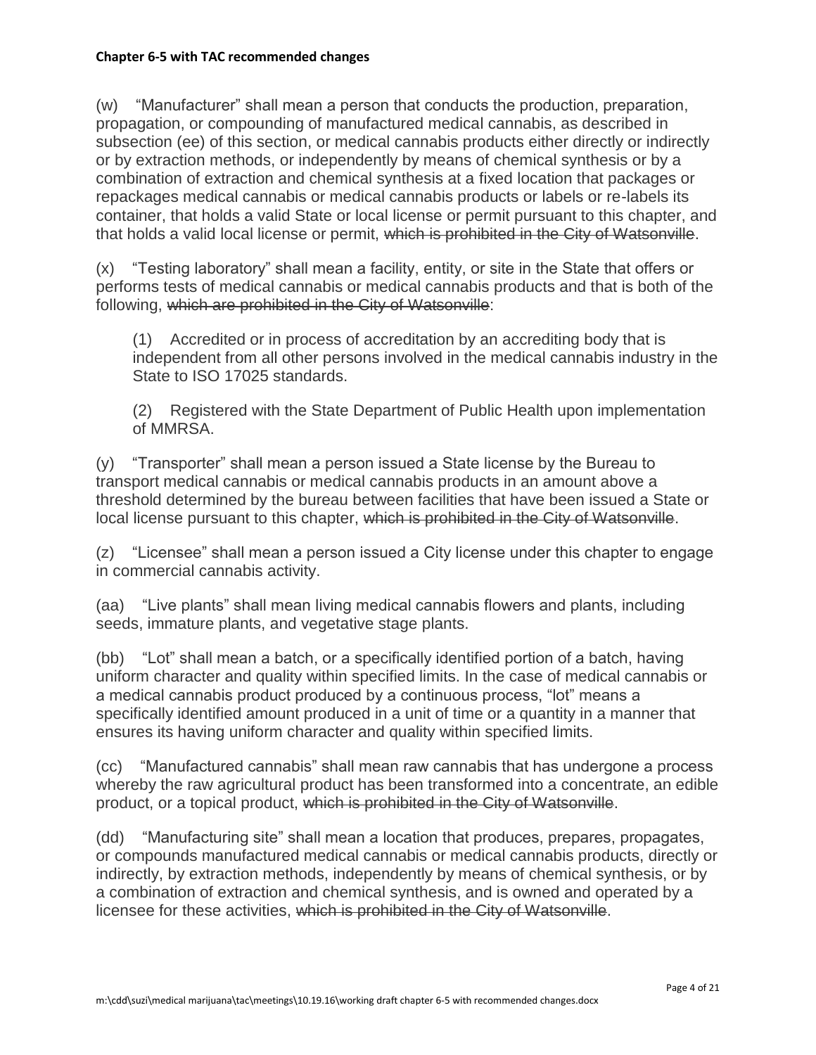(w) "Manufacturer" shall mean a person that conducts the production, preparation, propagation, or compounding of manufactured medical cannabis, as described in subsection (ee) of this section, or medical cannabis products either directly or indirectly or by extraction methods, or independently by means of chemical synthesis or by a combination of extraction and chemical synthesis at a fixed location that packages or repackages medical cannabis or medical cannabis products or labels or re-labels its container, that holds a valid State or local license or permit pursuant to this chapter, and that holds a valid local license or permit, ~~which is prohibited in the City of Watsonville~~.

(x) "Testing laboratory" shall mean a facility, entity, or site in the State that offers or performs tests of medical cannabis or medical cannabis products and that is both of the following, ~~which are prohibited in the City of Watsonville~~:

> (1) Accredited or in process of accreditation by an accrediting body that is independent from all other persons involved in the medical cannabis industry in the State to ISO 17025 standards.
>
> (2) Registered with the State Department of Public Health upon implementation of MMRSA.

(y) "Transporter" shall mean a person issued a State license by the Bureau to transport medical cannabis or medical cannabis products in an amount above a threshold determined by the bureau between facilities that have been issued a State or local license pursuant to this chapter, ~~which is prohibited in the City of Watsonville~~.

(z) "Licensee" shall mean a person issued a City license under this chapter to engage in commercial cannabis activity.

(aa) "Live plants" shall mean living medical cannabis flowers and plants, including seeds, immature plants, and vegetative stage plants.

(bb) "Lot" shall mean a batch, or a specifically identified portion of a batch, having uniform character and quality within specified limits. In the case of medical cannabis or a medical cannabis product produced by a continuous process, "lot" means a specifically identified amount produced in a unit of time or a quantity in a manner that ensures its having uniform character and quality within specified limits.

(cc) "Manufactured cannabis" shall mean raw cannabis that has undergone a process whereby the raw agricultural product has been transformed into a concentrate, an edible product, or a topical product, ~~which is prohibited in the City of Watsonville~~.

(dd) "Manufacturing site" shall mean a location that produces, prepares, propagates, or compounds manufactured medical cannabis or medical cannabis products, directly or indirectly, by extraction methods, independently by means of chemical synthesis, or by a combination of extraction and chemical synthesis, and is owned and operated by a licensee for these activities, ~~which is prohibited in the City of Watsonville~~.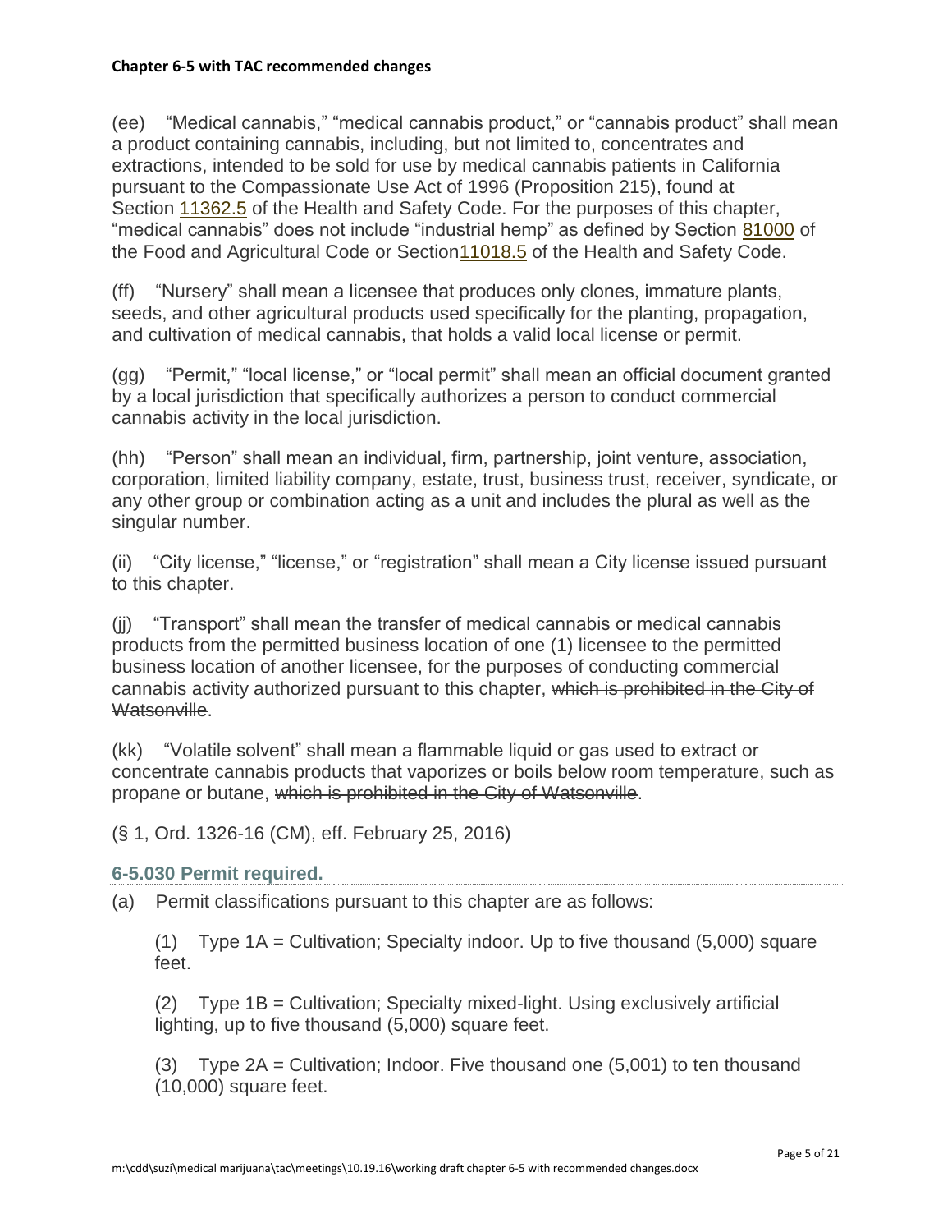(ee) "Medical cannabis," "medical cannabis product," or "cannabis product" shall mean a product containing cannabis, including, but not limited to, concentrates and extractions, intended to be sold for use by medical cannabis patients in California pursuant to the Compassionate Use Act of 1996 (Proposition 215), found at Section 11362.5 of the Health and Safety Code. For the purposes of this chapter, "medical cannabis" does not include "industrial hemp" as defined by Section 81000 of the Food and Agricultural Code or Section11018.5 of the Health and Safety Code.

(ff) "Nursery" shall mean a licensee that produces only clones, immature plants, seeds, and other agricultural products used specifically for the planting, propagation, and cultivation of medical cannabis, that holds a valid local license or permit.

(gg) "Permit," "local license," or "local permit" shall mean an official document granted by a local jurisdiction that specifically authorizes a person to conduct commercial cannabis activity in the local jurisdiction.

(hh) "Person" shall mean an individual, firm, partnership, joint venture, association, corporation, limited liability company, estate, trust, business trust, receiver, syndicate, or any other group or combination acting as a unit and includes the plural as well as the singular number.

(ii) "City license," "license," or "registration" shall mean a City license issued pursuant to this chapter.

(jj) "Transport" shall mean the transfer of medical cannabis or medical cannabis products from the permitted business location of one (1) licensee to the permitted business location of another licensee, for the purposes of conducting commercial cannabis activity authorized pursuant to this chapter, ~~which is prohibited in the City of Watsonville~~.

(kk) "Volatile solvent" shall mean a flammable liquid or gas used to extract or concentrate cannabis products that vaporizes or boils below room temperature, such as propane or butane, ~~which is prohibited in the City of Watsonville~~.

(§ 1, Ord. 1326-16 (CM), eff. February 25, 2016)

### 6-5.030 Permit required.

(a) Permit classifications pursuant to this chapter are as follows:

(1) Type 1A = Cultivation; Specialty indoor. Up to five thousand (5,000) square feet.

(2) Type 1B = Cultivation; Specialty mixed-light. Using exclusively artificial lighting, up to five thousand (5,000) square feet.

(3) Type 2A = Cultivation; Indoor. Five thousand one (5,001) to ten thousand (10,000) square feet.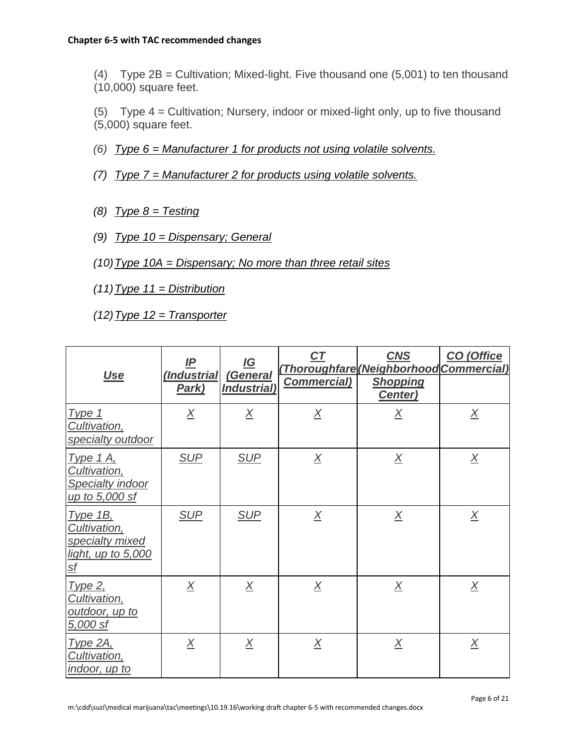(4) Type 2B = Cultivation; Mixed-light. Five thousand one (5,001) to ten thousand (10,000) square feet.

(5) Type 4 = Cultivation; Nursery, indoor or mixed-light only, up to five thousand (5,000) square feet.

(6) *Type 6 = Manufacturer 1 for products not using volatile solvents.*

(7) *Type 7 = Manufacturer 2 for products using volatile solvents.*

(8) *Type 8 = Testing*

(9) *Type 10 = Dispensary; General*

(10) *Type 10A = Dispensary; No more than three retail sites*

(11) *Type 11 = Distribution*

(12) *Type 12 = Transporter*

| ***Use*** | ***IP (Industrial Park)*** | ***IG (General Industrial)*** | ***CT (Thoroughfare Commercial)*** | ***CNS (Neighborhood Shopping Center)*** | ***CO (Office Commercial)*** |
|---|---|---|---|---|---|
| *Type 1 Cultivation, specialty outdoor* | *X* | *X* | *X* | *X* | *X* |
| *Type 1 A, Cultivation, Specialty indoor up to 5,000 sf* | *SUP* | *SUP* | *X* | *X* | *X* |
| *Type 1B, Cultivation, specialty mixed light, up to 5,000 sf* | *SUP* | *SUP* | *X* | *X* | *X* |
| *Type 2, Cultivation, outdoor, up to 5,000 sf* | *X* | *X* | *X* | *X* | *X* |
| *Type 2A, Cultivation, indoor, up to* | *X* | *X* | *X* | *X* | *X* |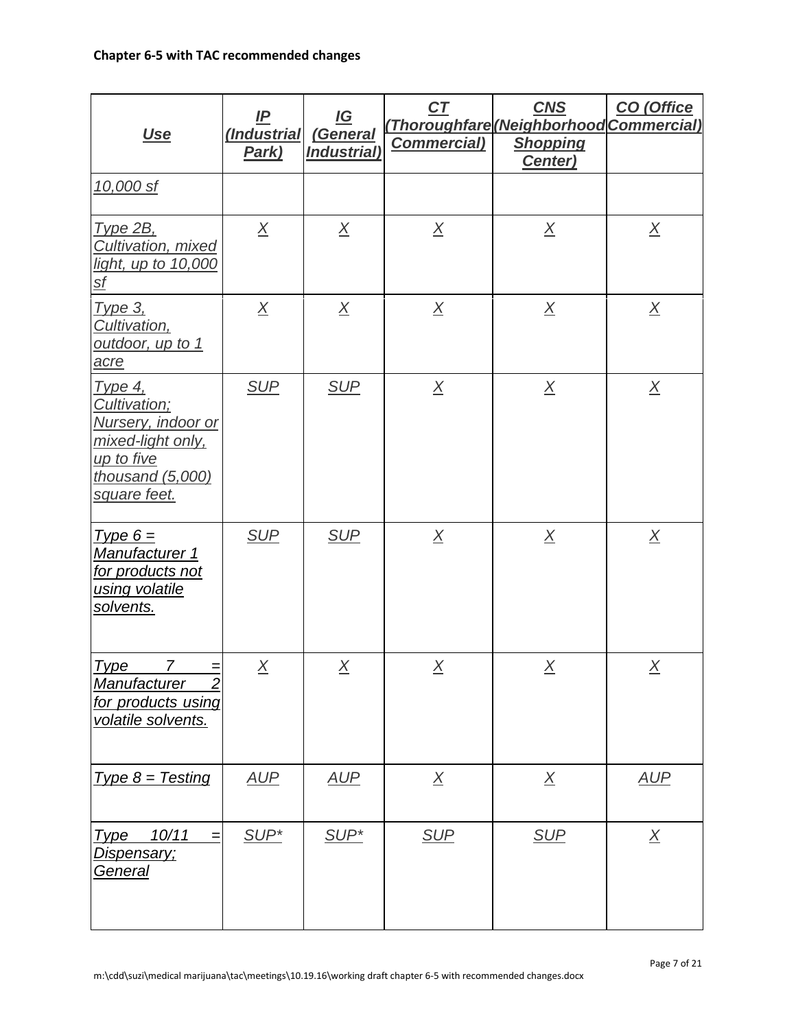**Chapter 6-5 with TAC recommended changes**

| Use | IP (Industrial Park) | IG (General Industrial) | CT (Thoroughfare Commercial) | CNS (Neighborhood Shopping Center) | CO (Office Commercial) |
|---|---|---|---|---|---|
| 10,000 sf | | | | | |
| Type 2B, Cultivation, mixed light, up to 10,000 sf | X | X | X | X | X |
| Type 3, Cultivation, outdoor, up to 1 acre | X | X | X | X | X |
| Type 4, Cultivation; Nursery, indoor or mixed-light only, up to five thousand (5,000) square feet. | SUP | SUP | X | X | X |
| Type 6 = Manufacturer 1 for products not using volatile solvents. | SUP | SUP | X | X | X |
| Type 7 = Manufacturer 2 for products using volatile solvents. | X | X | X | X | X |
| Type 8 = Testing | AUP | AUP | X | X | AUP |
| Type 10/11 = Dispensary; General | SUP* | SUP* | SUP | SUP | X |

m:\cdd\suzi\medical marijuana\tac\meetings\10.19.16\working draft chapter 6-5 with recommended changes.docx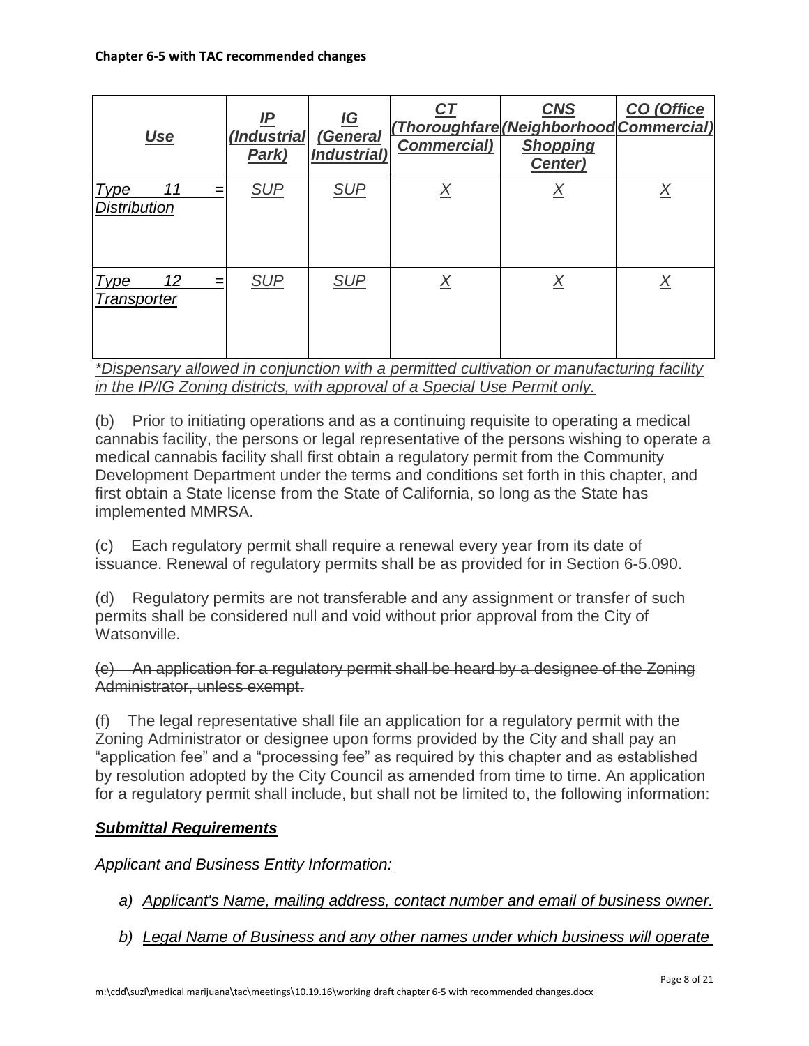| Use | IP (Industrial Park) | IG (General Industrial) | CT (Thoroughfare Commercial) | CNS (Neighborhood Shopping Center) | CO (Office Commercial) |
|---|---|---|---|---|---|
| Type 11 = Distribution | SUP | SUP | X | X | X |
| Type 12 = Transporter | SUP | SUP | X | X | X |

*\*Dispensary allowed in conjunction with a permitted cultivation or manufacturing facility in the IP/IG Zoning districts, with approval of a Special Use Permit only.*

(b) Prior to initiating operations and as a continuing requisite to operating a medical cannabis facility, the persons or legal representative of the persons wishing to operate a medical cannabis facility shall first obtain a regulatory permit from the Community Development Department under the terms and conditions set forth in this chapter, and first obtain a State license from the State of California, so long as the State has implemented MMRSA.

(c) Each regulatory permit shall require a renewal every year from its date of issuance. Renewal of regulatory permits shall be as provided for in Section 6-5.090.

(d) Regulatory permits are not transferable and any assignment or transfer of such permits shall be considered null and void without prior approval from the City of Watsonville.

~~(e) An application for a regulatory permit shall be heard by a designee of the Zoning Administrator, unless exempt.~~

(f) The legal representative shall file an application for a regulatory permit with the Zoning Administrator or designee upon forms provided by the City and shall pay an "application fee" and a "processing fee" as required by this chapter and as established by resolution adopted by the City Council as amended from time to time. An application for a regulatory permit shall include, but shall not be limited to, the following information:

***Submittal Requirements***

*Applicant and Business Entity Information:*

*a) Applicant's Name, mailing address, contact number and email of business owner.*

*b) Legal Name of Business and any other names under which business will operate*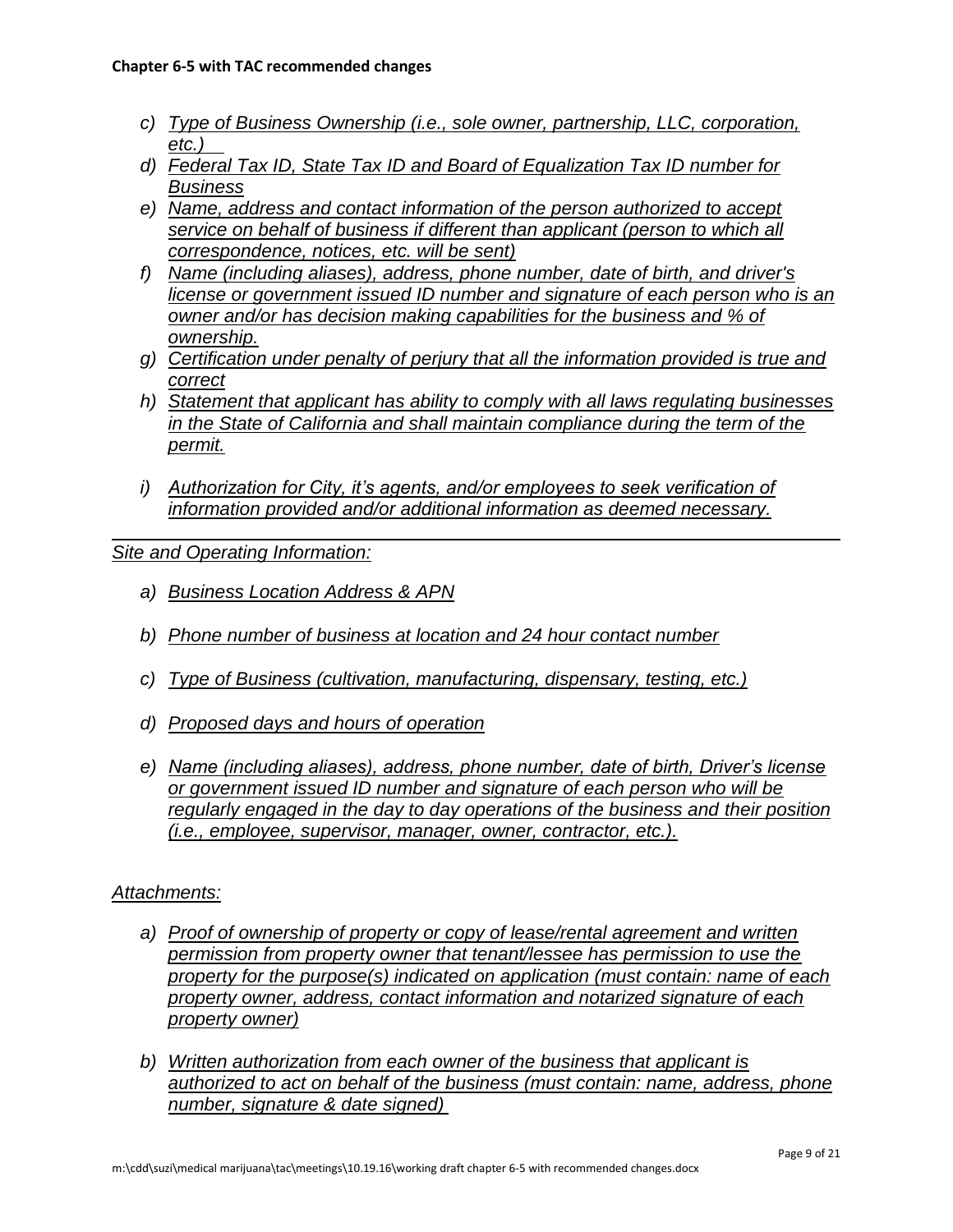*c) Type of Business Ownership (i.e., sole owner, partnership, LLC, corporation, etc.)*

*d) Federal Tax ID, State Tax ID and Board of Equalization Tax ID number for Business*

*e) Name, address and contact information of the person authorized to accept service on behalf of business if different than applicant (person to which all correspondence, notices, etc. will be sent)*

*f) Name (including aliases), address, phone number, date of birth, and driver's license or government issued ID number and signature of each person who is an owner and/or has decision making capabilities for the business and % of ownership.*

*g) Certification under penalty of perjury that all the information provided is true and correct*

*h) Statement that applicant has ability to comply with all laws regulating businesses in the State of California and shall maintain compliance during the term of the permit.*

*i) Authorization for City, it's agents, and/or employees to seek verification of information provided and/or additional information as deemed necessary.*

---

*Site and Operating Information:*

*a) Business Location Address & APN*

*b) Phone number of business at location and 24 hour contact number*

*c) Type of Business (cultivation, manufacturing, dispensary, testing, etc.)*

*d) Proposed days and hours of operation*

*e) Name (including aliases), address, phone number, date of birth, Driver's license or government issued ID number and signature of each person who will be regularly engaged in the day to day operations of the business and their position (i.e., employee, supervisor, manager, owner, contractor, etc.).*

*Attachments:*

*a) Proof of ownership of property or copy of lease/rental agreement and written permission from property owner that tenant/lessee has permission to use the property for the purpose(s) indicated on application (must contain: name of each property owner, address, contact information and notarized signature of each property owner)*

*b) Written authorization from each owner of the business that applicant is authorized to act on behalf of the business (must contain: name, address, phone number, signature & date signed)*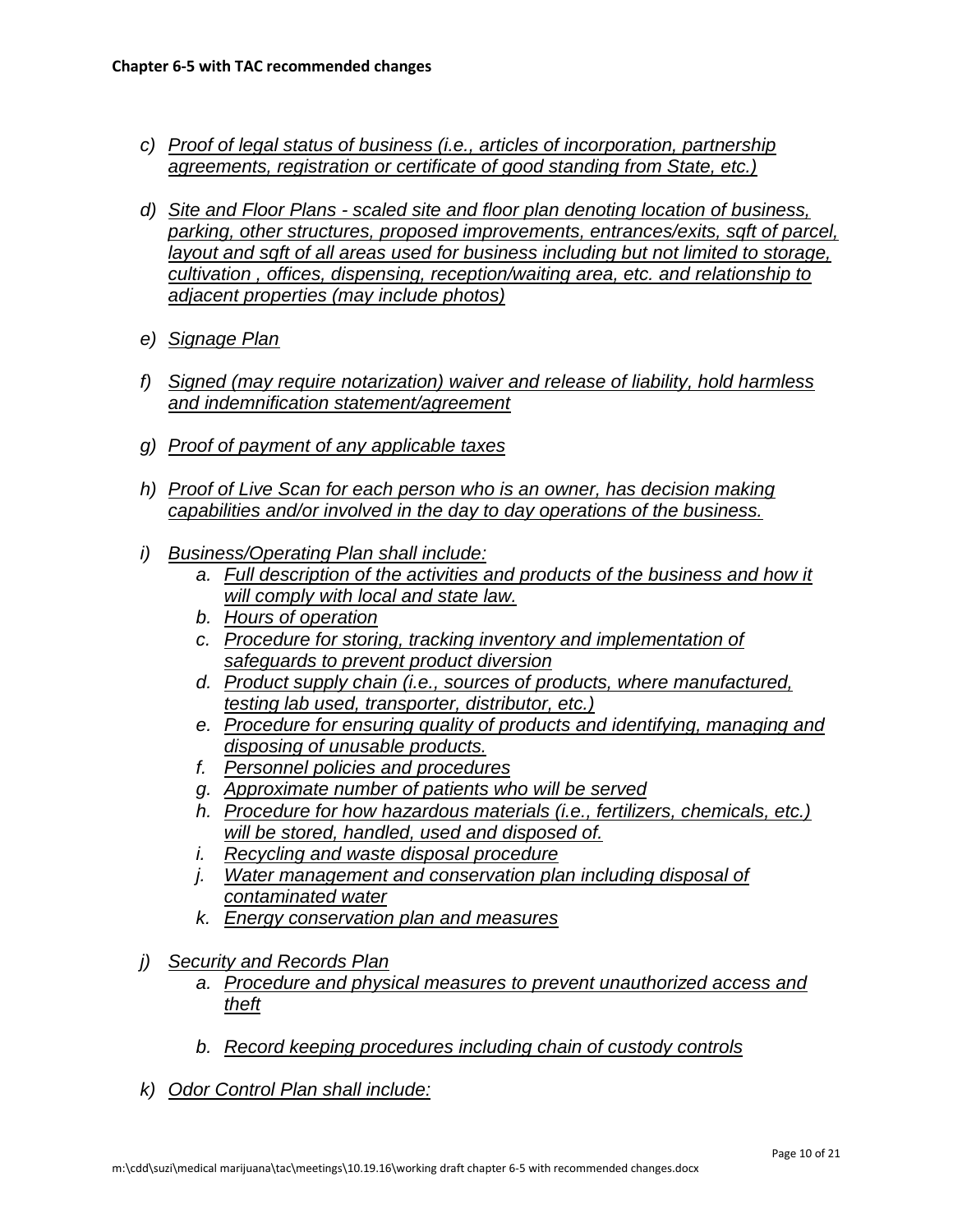*c) Proof of legal status of business (i.e., articles of incorporation, partnership agreements, registration or certificate of good standing from State, etc.)*

*d) Site and Floor Plans - scaled site and floor plan denoting location of business, parking, other structures, proposed improvements, entrances/exits, sqft of parcel, layout and sqft of all areas used for business including but not limited to storage, cultivation , offices, dispensing, reception/waiting area, etc. and relationship to adjacent properties (may include photos)*

*e) Signage Plan*

*f) Signed (may require notarization) waiver and release of liability, hold harmless and indemnification statement/agreement*

*g) Proof of payment of any applicable taxes*

*h) Proof of Live Scan for each person who is an owner, has decision making capabilities and/or involved in the day to day operations of the business.*

*i) Business/Operating Plan shall include:*
   - *a. Full description of the activities and products of the business and how it will comply with local and state law.*
   - *b. Hours of operation*
   - *c. Procedure for storing, tracking inventory and implementation of safeguards to prevent product diversion*
   - *d. Product supply chain (i.e., sources of products, where manufactured, testing lab used, transporter, distributor, etc.)*
   - *e. Procedure for ensuring quality of products and identifying, managing and disposing of unusable products.*
   - *f. Personnel policies and procedures*
   - *g. Approximate number of patients who will be served*
   - *h. Procedure for how hazardous materials (i.e., fertilizers, chemicals, etc.) will be stored, handled, used and disposed of.*
   - *i. Recycling and waste disposal procedure*
   - *j. Water management and conservation plan including disposal of contaminated water*
   - *k. Energy conservation plan and measures*

*j) Security and Records Plan*
   - *a. Procedure and physical measures to prevent unauthorized access and theft*
   - *b. Record keeping procedures including chain of custody controls*

*k) Odor Control Plan shall include:*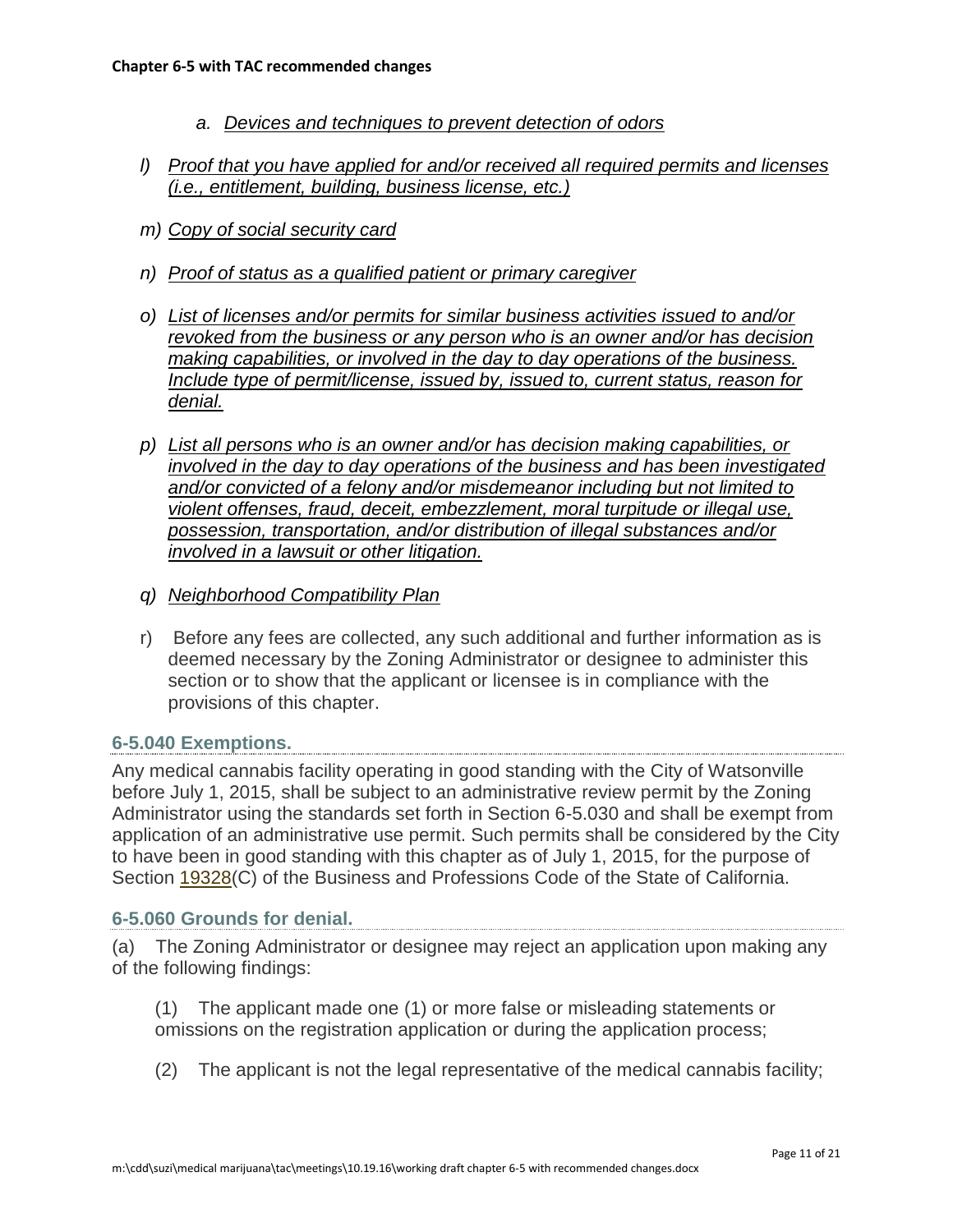*a. Devices and techniques to prevent detection of odors*

*l) Proof that you have applied for and/or received all required permits and licenses (i.e., entitlement, building, business license, etc.)*

*m) Copy of social security card*

*n) Proof of status as a qualified patient or primary caregiver*

*o) List of licenses and/or permits for similar business activities issued to and/or revoked from the business or any person who is an owner and/or has decision making capabilities, or involved in the day to day operations of the business. Include type of permit/license, issued by, issued to, current status, reason for denial.*

*p) List all persons who is an owner and/or has decision making capabilities, or involved in the day to day operations of the business and has been investigated and/or convicted of a felony and/or misdemeanor including but not limited to violent offenses, fraud, deceit, embezzlement, moral turpitude or illegal use, possession, transportation, and/or distribution of illegal substances and/or involved in a lawsuit or other litigation.*

*q) Neighborhood Compatibility Plan*

r) Before any fees are collected, any such additional and further information as is deemed necessary by the Zoning Administrator or designee to administer this section or to show that the applicant or licensee is in compliance with the provisions of this chapter.

### 6-5.040 Exemptions.

Any medical cannabis facility operating in good standing with the City of Watsonville before July 1, 2015, shall be subject to an administrative review permit by the Zoning Administrator using the standards set forth in Section 6-5.030 and shall be exempt from application of an administrative use permit. Such permits shall be considered by the City to have been in good standing with this chapter as of July 1, 2015, for the purpose of Section 19328(C) of the Business and Professions Code of the State of California.

### 6-5.060 Grounds for denial.

(a) The Zoning Administrator or designee may reject an application upon making any of the following findings:

(1) The applicant made one (1) or more false or misleading statements or omissions on the registration application or during the application process;

(2) The applicant is not the legal representative of the medical cannabis facility;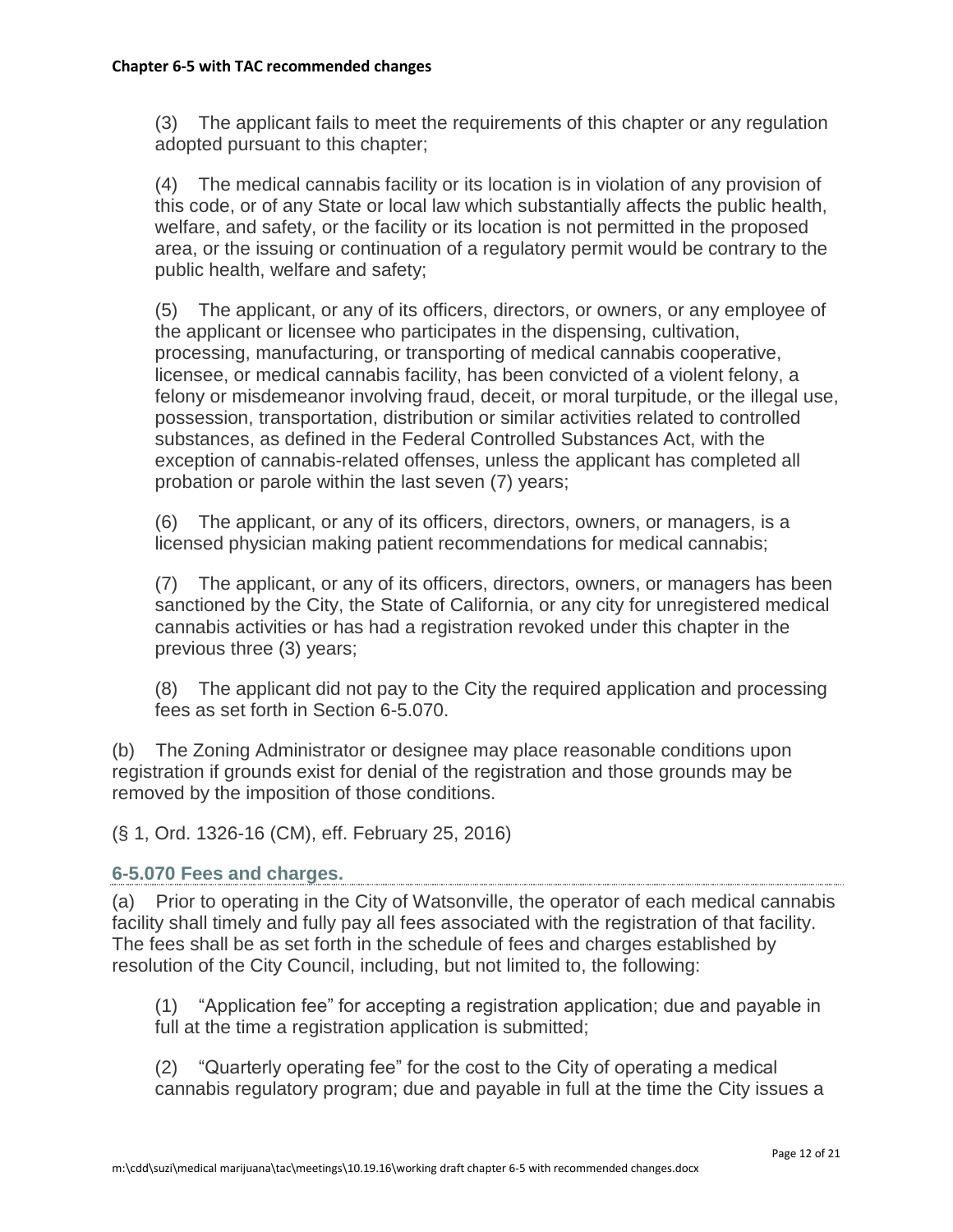(3) The applicant fails to meet the requirements of this chapter or any regulation adopted pursuant to this chapter;

(4) The medical cannabis facility or its location is in violation of any provision of this code, or of any State or local law which substantially affects the public health, welfare, and safety, or the facility or its location is not permitted in the proposed area, or the issuing or continuation of a regulatory permit would be contrary to the public health, welfare and safety;

(5) The applicant, or any of its officers, directors, or owners, or any employee of the applicant or licensee who participates in the dispensing, cultivation, processing, manufacturing, or transporting of medical cannabis cooperative, licensee, or medical cannabis facility, has been convicted of a violent felony, a felony or misdemeanor involving fraud, deceit, or moral turpitude, or the illegal use, possession, transportation, distribution or similar activities related to controlled substances, as defined in the Federal Controlled Substances Act, with the exception of cannabis-related offenses, unless the applicant has completed all probation or parole within the last seven (7) years;

(6) The applicant, or any of its officers, directors, owners, or managers, is a licensed physician making patient recommendations for medical cannabis;

(7) The applicant, or any of its officers, directors, owners, or managers has been sanctioned by the City, the State of California, or any city for unregistered medical cannabis activities or has had a registration revoked under this chapter in the previous three (3) years;

(8) The applicant did not pay to the City the required application and processing fees as set forth in Section 6-5.070.

(b) The Zoning Administrator or designee may place reasonable conditions upon registration if grounds exist for denial of the registration and those grounds may be removed by the imposition of those conditions.

(§ 1, Ord. 1326-16 (CM), eff. February 25, 2016)

### 6-5.070 Fees and charges.

(a) Prior to operating in the City of Watsonville, the operator of each medical cannabis facility shall timely and fully pay all fees associated with the registration of that facility. The fees shall be as set forth in the schedule of fees and charges established by resolution of the City Council, including, but not limited to, the following:

(1) "Application fee" for accepting a registration application; due and payable in full at the time a registration application is submitted;

(2) "Quarterly operating fee" for the cost to the City of operating a medical cannabis regulatory program; due and payable in full at the time the City issues a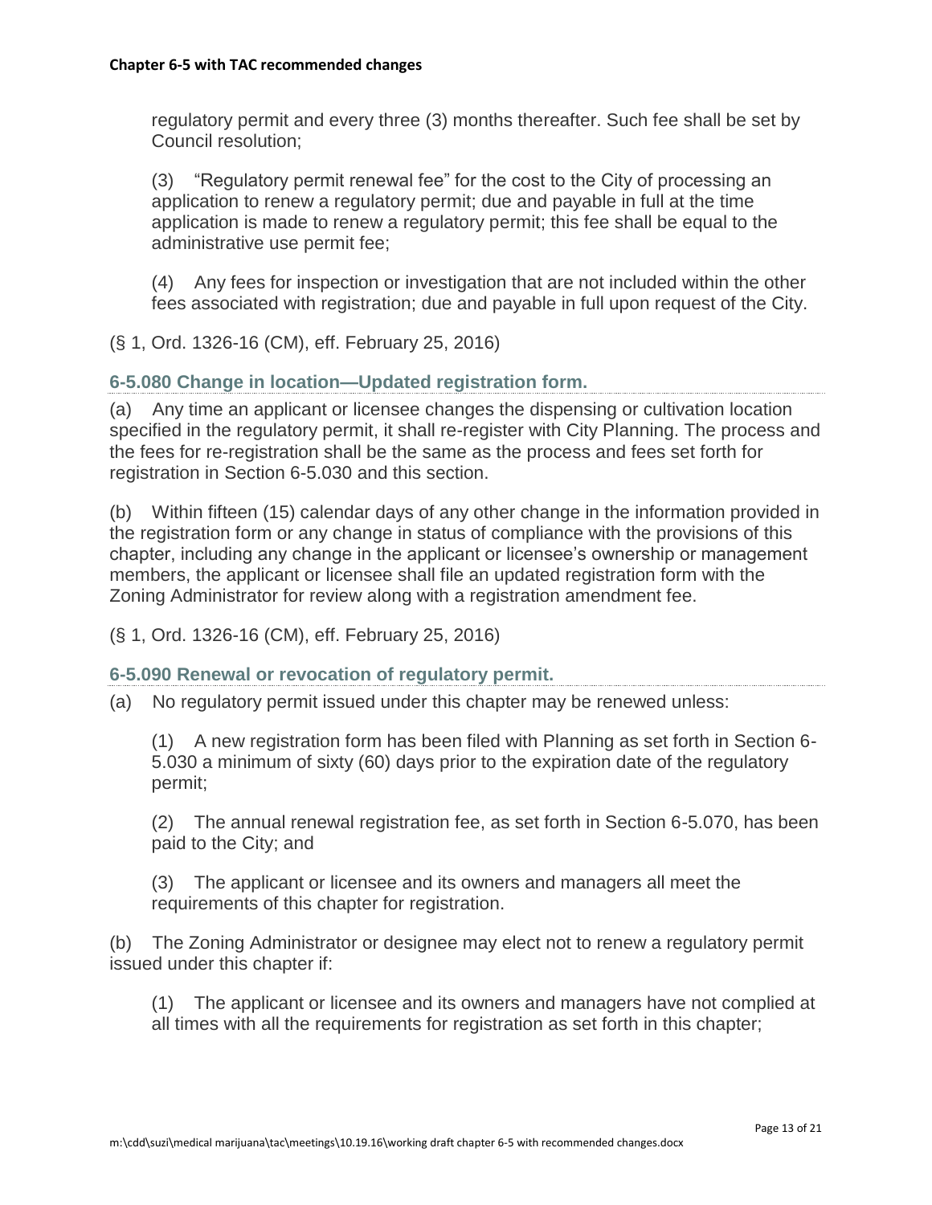regulatory permit and every three (3) months thereafter. Such fee shall be set by Council resolution;

(3) "Regulatory permit renewal fee" for the cost to the City of processing an application to renew a regulatory permit; due and payable in full at the time application is made to renew a regulatory permit; this fee shall be equal to the administrative use permit fee;

(4) Any fees for inspection or investigation that are not included within the other fees associated with registration; due and payable in full upon request of the City.

(§ 1, Ord. 1326-16 (CM), eff. February 25, 2016)

### 6-5.080 Change in location—Updated registration form.

(a) Any time an applicant or licensee changes the dispensing or cultivation location specified in the regulatory permit, it shall re-register with City Planning. The process and the fees for re-registration shall be the same as the process and fees set forth for registration in Section 6-5.030 and this section.

(b) Within fifteen (15) calendar days of any other change in the information provided in the registration form or any change in status of compliance with the provisions of this chapter, including any change in the applicant or licensee's ownership or management members, the applicant or licensee shall file an updated registration form with the Zoning Administrator for review along with a registration amendment fee.

(§ 1, Ord. 1326-16 (CM), eff. February 25, 2016)

### 6-5.090 Renewal or revocation of regulatory permit.

(a) No regulatory permit issued under this chapter may be renewed unless:

(1) A new registration form has been filed with Planning as set forth in Section 6-5.030 a minimum of sixty (60) days prior to the expiration date of the regulatory permit;

(2) The annual renewal registration fee, as set forth in Section 6-5.070, has been paid to the City; and

(3) The applicant or licensee and its owners and managers all meet the requirements of this chapter for registration.

(b) The Zoning Administrator or designee may elect not to renew a regulatory permit issued under this chapter if:

(1) The applicant or licensee and its owners and managers have not complied at all times with all the requirements for registration as set forth in this chapter;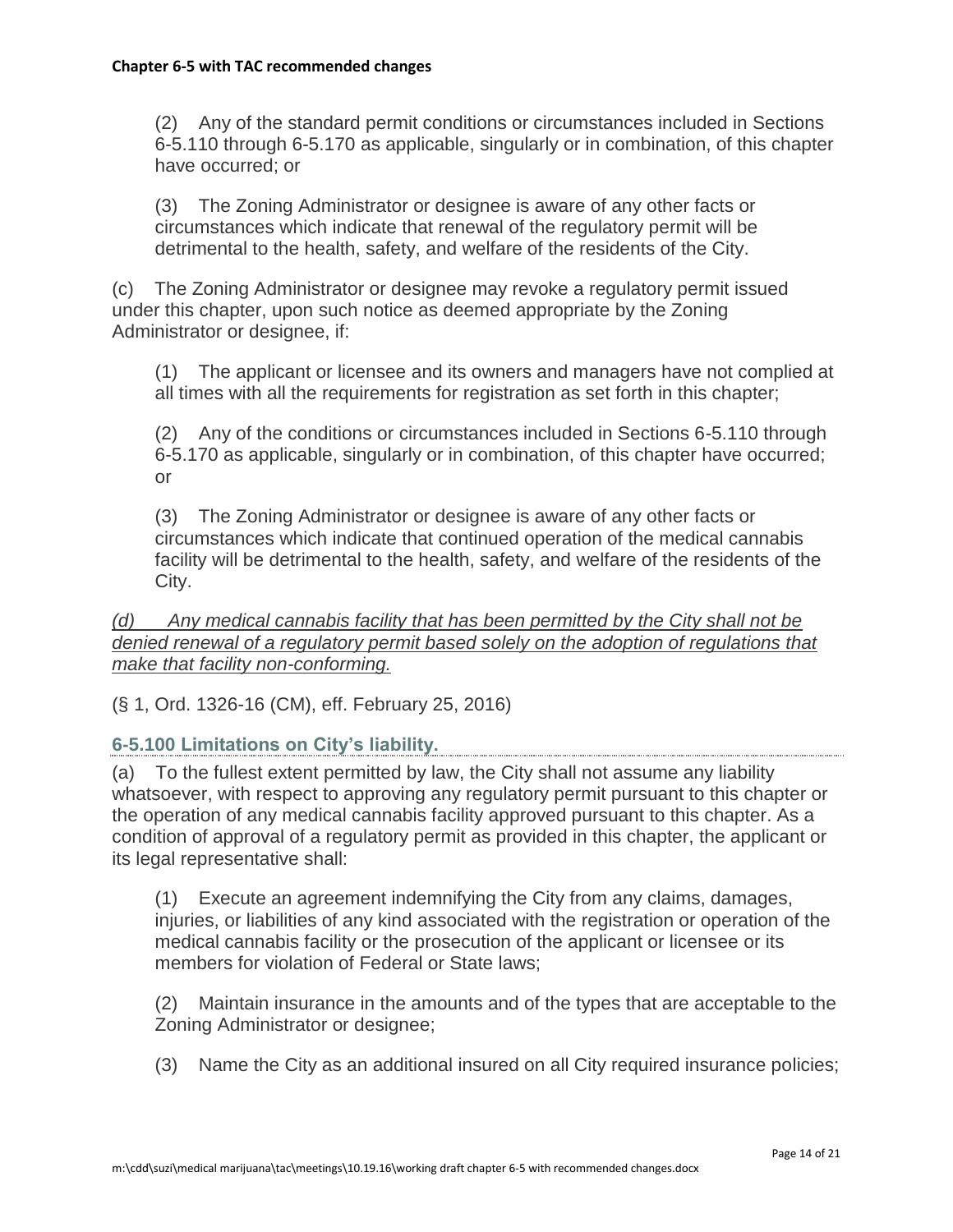(2) Any of the standard permit conditions or circumstances included in Sections 6-5.110 through 6-5.170 as applicable, singularly or in combination, of this chapter have occurred; or

(3) The Zoning Administrator or designee is aware of any other facts or circumstances which indicate that renewal of the regulatory permit will be detrimental to the health, safety, and welfare of the residents of the City.

(c) The Zoning Administrator or designee may revoke a regulatory permit issued under this chapter, upon such notice as deemed appropriate by the Zoning Administrator or designee, if:

(1) The applicant or licensee and its owners and managers have not complied at all times with all the requirements for registration as set forth in this chapter;

(2) Any of the conditions or circumstances included in Sections 6-5.110 through 6-5.170 as applicable, singularly or in combination, of this chapter have occurred; or

(3) The Zoning Administrator or designee is aware of any other facts or circumstances which indicate that continued operation of the medical cannabis facility will be detrimental to the health, safety, and welfare of the residents of the City.

<u>*(d) Any medical cannabis facility that has been permitted by the City shall not be denied renewal of a regulatory permit based solely on the adoption of regulations that make that facility non-conforming.*</u>

(§ 1, Ord. 1326-16 (CM), eff. February 25, 2016)

### 6-5.100 Limitations on City's liability.

(a) To the fullest extent permitted by law, the City shall not assume any liability whatsoever, with respect to approving any regulatory permit pursuant to this chapter or the operation of any medical cannabis facility approved pursuant to this chapter. As a condition of approval of a regulatory permit as provided in this chapter, the applicant or its legal representative shall:

(1) Execute an agreement indemnifying the City from any claims, damages, injuries, or liabilities of any kind associated with the registration or operation of the medical cannabis facility or the prosecution of the applicant or licensee or its members for violation of Federal or State laws;

(2) Maintain insurance in the amounts and of the types that are acceptable to the Zoning Administrator or designee;

(3) Name the City as an additional insured on all City required insurance policies;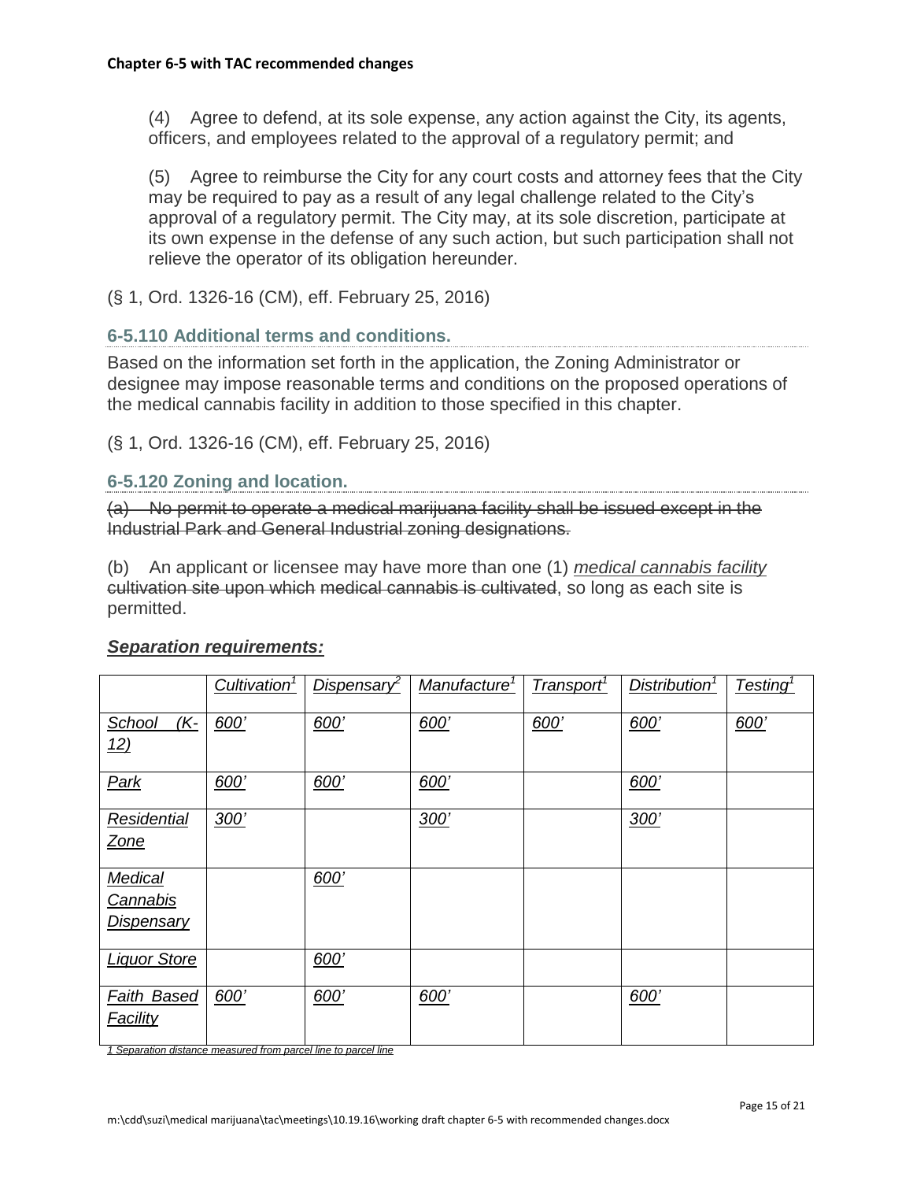(4) Agree to defend, at its sole expense, any action against the City, its agents, officers, and employees related to the approval of a regulatory permit; and

(5) Agree to reimburse the City for any court costs and attorney fees that the City may be required to pay as a result of any legal challenge related to the City's approval of a regulatory permit. The City may, at its sole discretion, participate at its own expense in the defense of any such action, but such participation shall not relieve the operator of its obligation hereunder.

(§ 1, Ord. 1326-16 (CM), eff. February 25, 2016)

### 6-5.110 Additional terms and conditions.

Based on the information set forth in the application, the Zoning Administrator or designee may impose reasonable terms and conditions on the proposed operations of the medical cannabis facility in addition to those specified in this chapter.

(§ 1, Ord. 1326-16 (CM), eff. February 25, 2016)

### 6-5.120 Zoning and location.

~~(a) No permit to operate a medical marijuana facility shall be issued except in the Industrial Park and General Industrial zoning designations.~~

(b) An applicant or licensee may have more than one (1) *medical cannabis facility* ~~cultivation site upon which medical cannabis is cultivated~~, so long as each site is permitted.

***Separation requirements:***

| | *Cultivation*[1] | *Dispensary*[2] | *Manufacture*[1] | *Transport*[1] | *Distribution*[1] | *Testing*[1] |
|---|---|---|---|---|---|---|
| *School (K-12)* | *600'* | *600'* | *600'* | *600'* | *600'* | *600'* |
| *Park* | *600'* | *600'* | *600'* | | *600'* | |
| *Residential Zone* | *300'* | | *300'* | | *300'* | |
| *Medical Cannabis Dispensary* | | *600'* | | | | |
| *Liquor Store* | | *600'* | | | | |
| *Faith Based Facility* | *600'* | *600'* | *600'* | | *600'* | |

*1 Separation distance measured from parcel line to parcel line*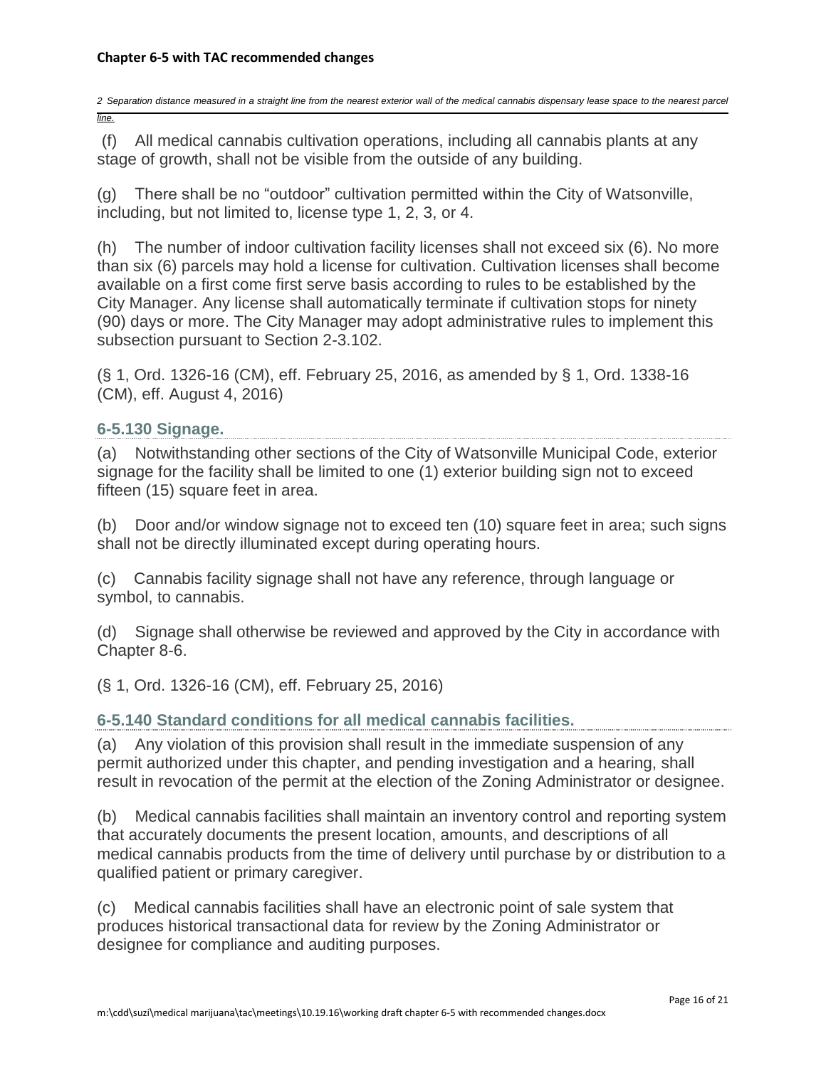*2 Separation distance measured in a straight line from the nearest exterior wall of the medical cannabis dispensary lease space to the nearest parcel line.*

(f) All medical cannabis cultivation operations, including all cannabis plants at any stage of growth, shall not be visible from the outside of any building.

(g) There shall be no "outdoor" cultivation permitted within the City of Watsonville, including, but not limited to, license type 1, 2, 3, or 4.

(h) The number of indoor cultivation facility licenses shall not exceed six (6). No more than six (6) parcels may hold a license for cultivation. Cultivation licenses shall become available on a first come first serve basis according to rules to be established by the City Manager. Any license shall automatically terminate if cultivation stops for ninety (90) days or more. The City Manager may adopt administrative rules to implement this subsection pursuant to Section 2-3.102.

(§ 1, Ord. 1326-16 (CM), eff. February 25, 2016, as amended by § 1, Ord. 1338-16 (CM), eff. August 4, 2016)

### 6-5.130 Signage.

(a) Notwithstanding other sections of the City of Watsonville Municipal Code, exterior signage for the facility shall be limited to one (1) exterior building sign not to exceed fifteen (15) square feet in area.

(b) Door and/or window signage not to exceed ten (10) square feet in area; such signs shall not be directly illuminated except during operating hours.

(c) Cannabis facility signage shall not have any reference, through language or symbol, to cannabis.

(d) Signage shall otherwise be reviewed and approved by the City in accordance with Chapter 8-6.

(§ 1, Ord. 1326-16 (CM), eff. February 25, 2016)

### 6-5.140 Standard conditions for all medical cannabis facilities.

(a) Any violation of this provision shall result in the immediate suspension of any permit authorized under this chapter, and pending investigation and a hearing, shall result in revocation of the permit at the election of the Zoning Administrator or designee.

(b) Medical cannabis facilities shall maintain an inventory control and reporting system that accurately documents the present location, amounts, and descriptions of all medical cannabis products from the time of delivery until purchase by or distribution to a qualified patient or primary caregiver.

(c) Medical cannabis facilities shall have an electronic point of sale system that produces historical transactional data for review by the Zoning Administrator or designee for compliance and auditing purposes.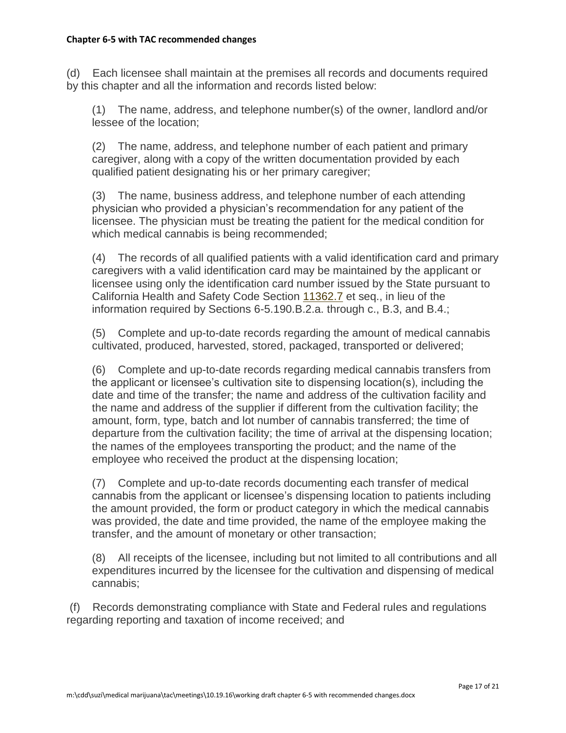(d) Each licensee shall maintain at the premises all records and documents required by this chapter and all the information and records listed below:

(1) The name, address, and telephone number(s) of the owner, landlord and/or lessee of the location;

(2) The name, address, and telephone number of each patient and primary caregiver, along with a copy of the written documentation provided by each qualified patient designating his or her primary caregiver;

(3) The name, business address, and telephone number of each attending physician who provided a physician's recommendation for any patient of the licensee. The physician must be treating the patient for the medical condition for which medical cannabis is being recommended;

(4) The records of all qualified patients with a valid identification card and primary caregivers with a valid identification card may be maintained by the applicant or licensee using only the identification card number issued by the State pursuant to California Health and Safety Code Section 11362.7 et seq., in lieu of the information required by Sections 6-5.190.B.2.a. through c., B.3, and B.4.;

(5) Complete and up-to-date records regarding the amount of medical cannabis cultivated, produced, harvested, stored, packaged, transported or delivered;

(6) Complete and up-to-date records regarding medical cannabis transfers from the applicant or licensee's cultivation site to dispensing location(s), including the date and time of the transfer; the name and address of the cultivation facility and the name and address of the supplier if different from the cultivation facility; the amount, form, type, batch and lot number of cannabis transferred; the time of departure from the cultivation facility; the time of arrival at the dispensing location; the names of the employees transporting the product; and the name of the employee who received the product at the dispensing location;

(7) Complete and up-to-date records documenting each transfer of medical cannabis from the applicant or licensee's dispensing location to patients including the amount provided, the form or product category in which the medical cannabis was provided, the date and time provided, the name of the employee making the transfer, and the amount of monetary or other transaction;

(8) All receipts of the licensee, including but not limited to all contributions and all expenditures incurred by the licensee for the cultivation and dispensing of medical cannabis;

(f) Records demonstrating compliance with State and Federal rules and regulations regarding reporting and taxation of income received; and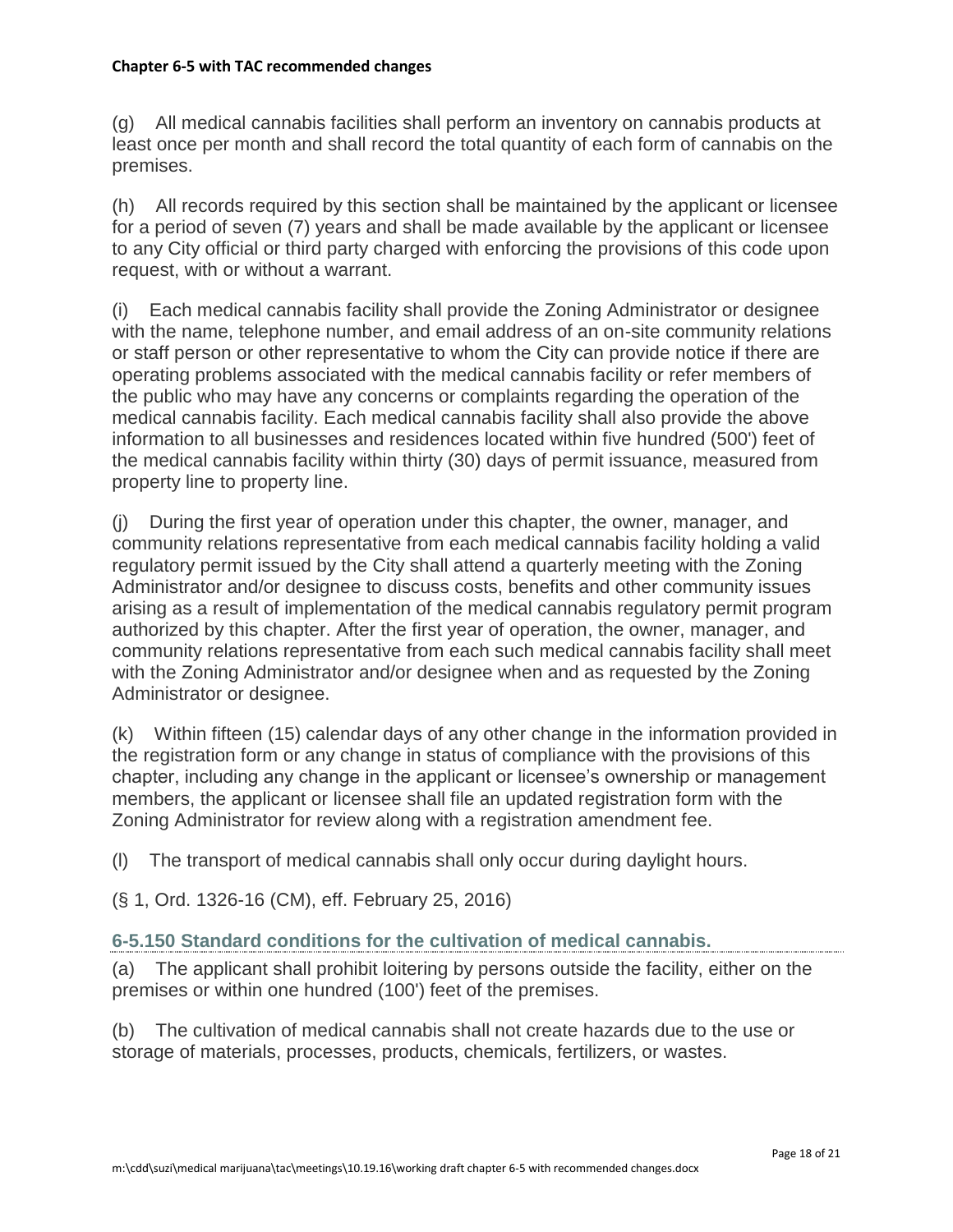(g) All medical cannabis facilities shall perform an inventory on cannabis products at least once per month and shall record the total quantity of each form of cannabis on the premises.

(h) All records required by this section shall be maintained by the applicant or licensee for a period of seven (7) years and shall be made available by the applicant or licensee to any City official or third party charged with enforcing the provisions of this code upon request, with or without a warrant.

(i) Each medical cannabis facility shall provide the Zoning Administrator or designee with the name, telephone number, and email address of an on-site community relations or staff person or other representative to whom the City can provide notice if there are operating problems associated with the medical cannabis facility or refer members of the public who may have any concerns or complaints regarding the operation of the medical cannabis facility. Each medical cannabis facility shall also provide the above information to all businesses and residences located within five hundred (500') feet of the medical cannabis facility within thirty (30) days of permit issuance, measured from property line to property line.

(j) During the first year of operation under this chapter, the owner, manager, and community relations representative from each medical cannabis facility holding a valid regulatory permit issued by the City shall attend a quarterly meeting with the Zoning Administrator and/or designee to discuss costs, benefits and other community issues arising as a result of implementation of the medical cannabis regulatory permit program authorized by this chapter. After the first year of operation, the owner, manager, and community relations representative from each such medical cannabis facility shall meet with the Zoning Administrator and/or designee when and as requested by the Zoning Administrator or designee.

(k) Within fifteen (15) calendar days of any other change in the information provided in the registration form or any change in status of compliance with the provisions of this chapter, including any change in the applicant or licensee's ownership or management members, the applicant or licensee shall file an updated registration form with the Zoning Administrator for review along with a registration amendment fee.

(l) The transport of medical cannabis shall only occur during daylight hours.

(§ 1, Ord. 1326-16 (CM), eff. February 25, 2016)

### 6-5.150 Standard conditions for the cultivation of medical cannabis.

(a) The applicant shall prohibit loitering by persons outside the facility, either on the premises or within one hundred (100') feet of the premises.

(b) The cultivation of medical cannabis shall not create hazards due to the use or storage of materials, processes, products, chemicals, fertilizers, or wastes.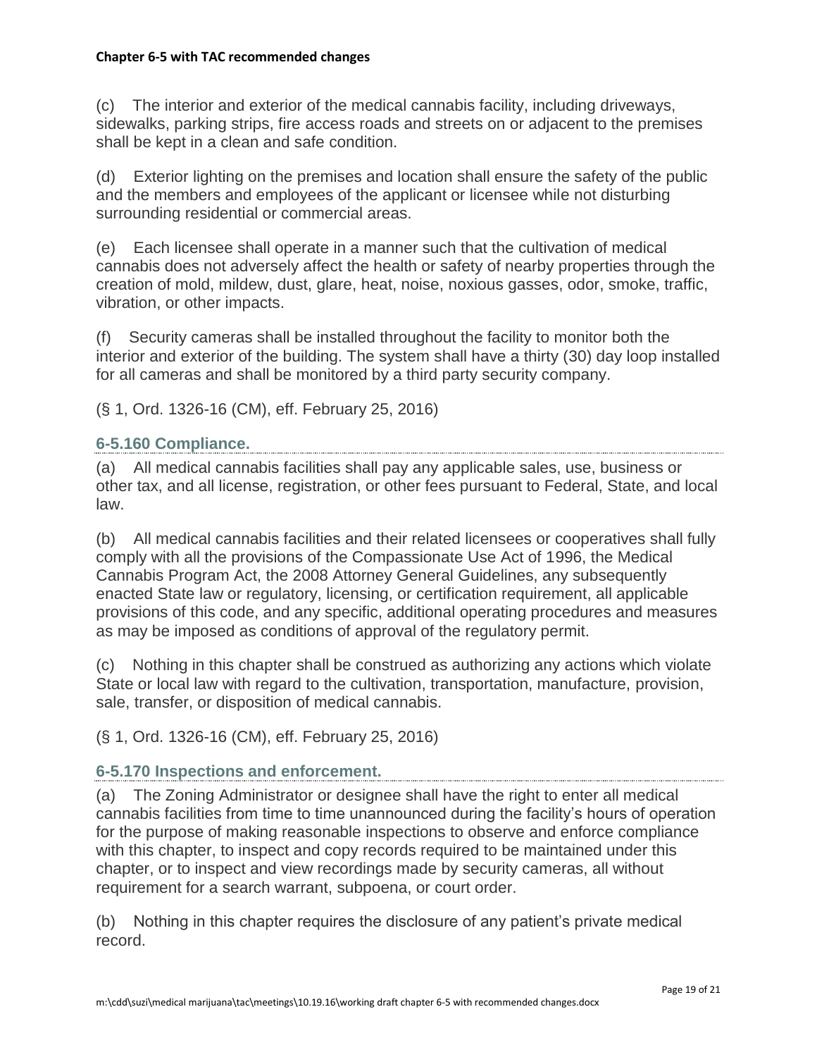(c) The interior and exterior of the medical cannabis facility, including driveways, sidewalks, parking strips, fire access roads and streets on or adjacent to the premises shall be kept in a clean and safe condition.

(d) Exterior lighting on the premises and location shall ensure the safety of the public and the members and employees of the applicant or licensee while not disturbing surrounding residential or commercial areas.

(e) Each licensee shall operate in a manner such that the cultivation of medical cannabis does not adversely affect the health or safety of nearby properties through the creation of mold, mildew, dust, glare, heat, noise, noxious gasses, odor, smoke, traffic, vibration, or other impacts.

(f) Security cameras shall be installed throughout the facility to monitor both the interior and exterior of the building. The system shall have a thirty (30) day loop installed for all cameras and shall be monitored by a third party security company.

(§ 1, Ord. 1326-16 (CM), eff. February 25, 2016)

### 6-5.160 Compliance.

(a) All medical cannabis facilities shall pay any applicable sales, use, business or other tax, and all license, registration, or other fees pursuant to Federal, State, and local law.

(b) All medical cannabis facilities and their related licensees or cooperatives shall fully comply with all the provisions of the Compassionate Use Act of 1996, the Medical Cannabis Program Act, the 2008 Attorney General Guidelines, any subsequently enacted State law or regulatory, licensing, or certification requirement, all applicable provisions of this code, and any specific, additional operating procedures and measures as may be imposed as conditions of approval of the regulatory permit.

(c) Nothing in this chapter shall be construed as authorizing any actions which violate State or local law with regard to the cultivation, transportation, manufacture, provision, sale, transfer, or disposition of medical cannabis.

(§ 1, Ord. 1326-16 (CM), eff. February 25, 2016)

### 6-5.170 Inspections and enforcement.

(a) The Zoning Administrator or designee shall have the right to enter all medical cannabis facilities from time to time unannounced during the facility's hours of operation for the purpose of making reasonable inspections to observe and enforce compliance with this chapter, to inspect and copy records required to be maintained under this chapter, or to inspect and view recordings made by security cameras, all without requirement for a search warrant, subpoena, or court order.

(b) Nothing in this chapter requires the disclosure of any patient's private medical record.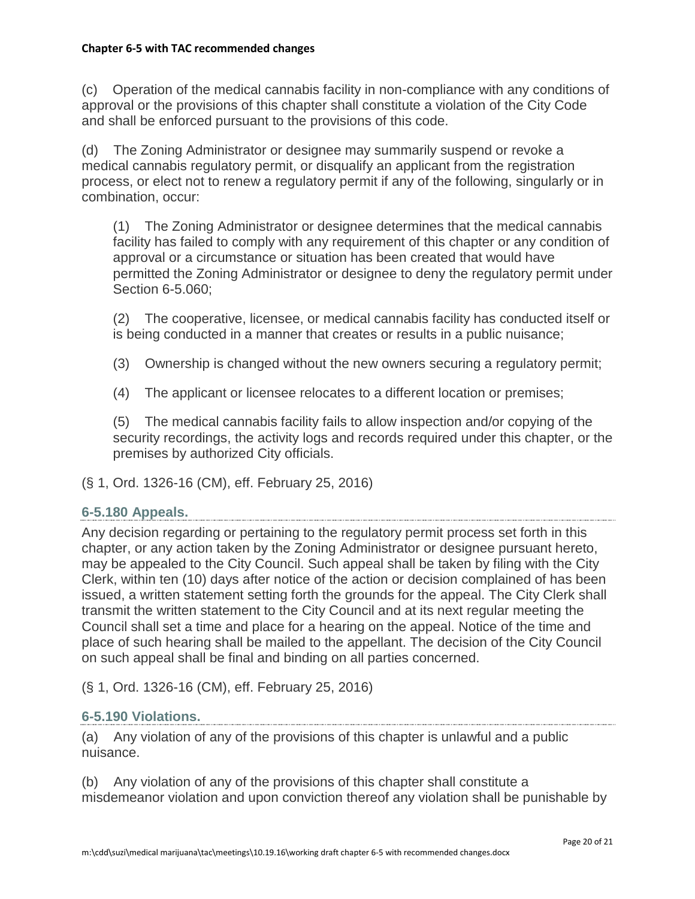(c) Operation of the medical cannabis facility in non-compliance with any conditions of approval or the provisions of this chapter shall constitute a violation of the City Code and shall be enforced pursuant to the provisions of this code.

(d) The Zoning Administrator or designee may summarily suspend or revoke a medical cannabis regulatory permit, or disqualify an applicant from the registration process, or elect not to renew a regulatory permit if any of the following, singularly or in combination, occur:

> (1) The Zoning Administrator or designee determines that the medical cannabis facility has failed to comply with any requirement of this chapter or any condition of approval or a circumstance or situation has been created that would have permitted the Zoning Administrator or designee to deny the regulatory permit under Section 6-5.060;
>
> (2) The cooperative, licensee, or medical cannabis facility has conducted itself or is being conducted in a manner that creates or results in a public nuisance;
>
> (3) Ownership is changed without the new owners securing a regulatory permit;
>
> (4) The applicant or licensee relocates to a different location or premises;
>
> (5) The medical cannabis facility fails to allow inspection and/or copying of the security recordings, the activity logs and records required under this chapter, or the premises by authorized City officials.

(§ 1, Ord. 1326-16 (CM), eff. February 25, 2016)

### 6-5.180 Appeals.

Any decision regarding or pertaining to the regulatory permit process set forth in this chapter, or any action taken by the Zoning Administrator or designee pursuant hereto, may be appealed to the City Council. Such appeal shall be taken by filing with the City Clerk, within ten (10) days after notice of the action or decision complained of has been issued, a written statement setting forth the grounds for the appeal. The City Clerk shall transmit the written statement to the City Council and at its next regular meeting the Council shall set a time and place for a hearing on the appeal. Notice of the time and place of such hearing shall be mailed to the appellant. The decision of the City Council on such appeal shall be final and binding on all parties concerned.

(§ 1, Ord. 1326-16 (CM), eff. February 25, 2016)

### 6-5.190 Violations.

(a) Any violation of any of the provisions of this chapter is unlawful and a public nuisance.

(b) Any violation of any of the provisions of this chapter shall constitute a misdemeanor violation and upon conviction thereof any violation shall be punishable by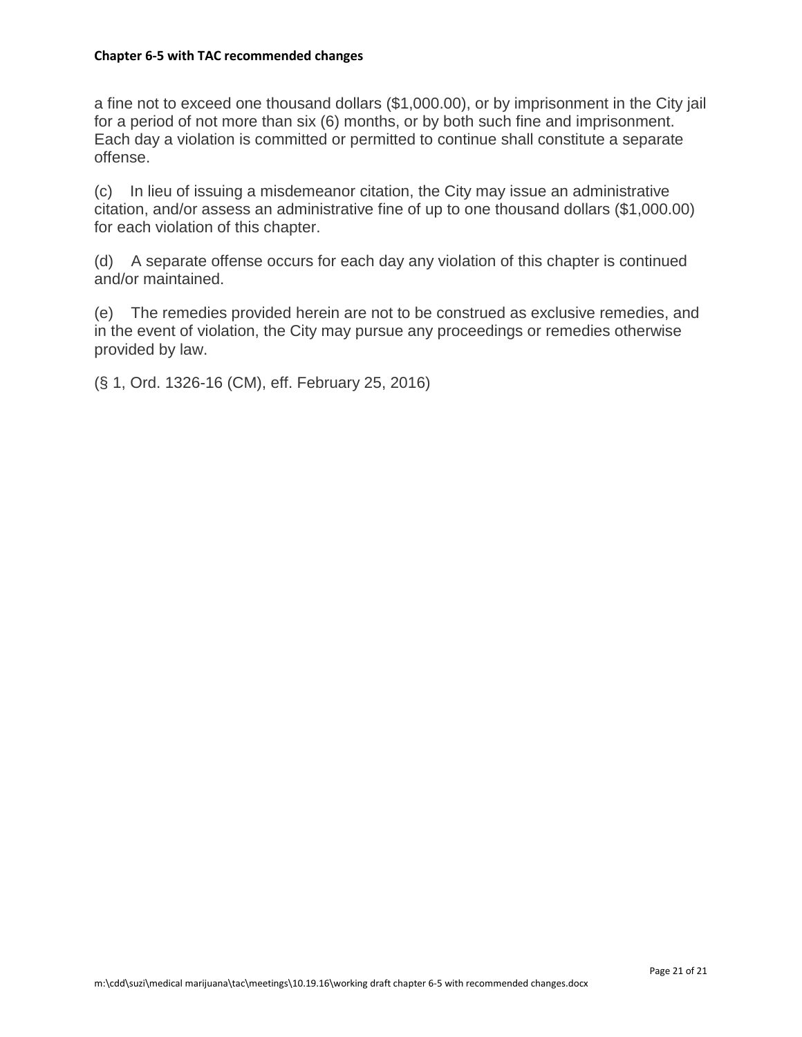a fine not to exceed one thousand dollars ($1,000.00), or by imprisonment in the City jail for a period of not more than six (6) months, or by both such fine and imprisonment. Each day a violation is committed or permitted to continue shall constitute a separate offense.

(c) In lieu of issuing a misdemeanor citation, the City may issue an administrative citation, and/or assess an administrative fine of up to one thousand dollars ($1,000.00) for each violation of this chapter.

(d) A separate offense occurs for each day any violation of this chapter is continued and/or maintained.

(e) The remedies provided herein are not to be construed as exclusive remedies, and in the event of violation, the City may pursue any proceedings or remedies otherwise provided by law.

(§ 1, Ord. 1326-16 (CM), eff. February 25, 2016)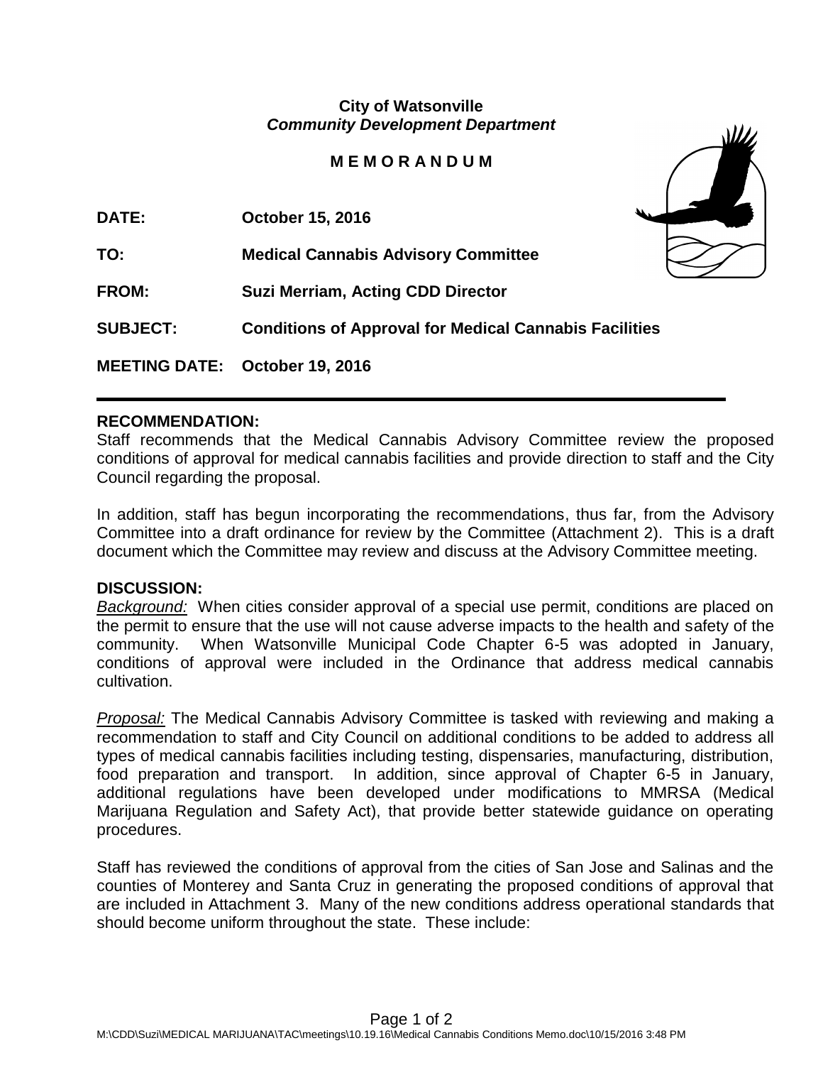**City of Watsonville**
***Community Development Department***

**M E M O R A N D U M**

**DATE:** **October 15, 2016**

**TO:** **Medical Cannabis Advisory Committee**

**FROM:** **Suzi Merriam, Acting CDD Director**

**SUBJECT:** **Conditions of Approval for Medical Cannabis Facilities**

**MEETING DATE:** **October 19, 2016**

---

**RECOMMENDATION:**

Staff recommends that the Medical Cannabis Advisory Committee review the proposed conditions of approval for medical cannabis facilities and provide direction to staff and the City Council regarding the proposal.

In addition, staff has begun incorporating the recommendations, thus far, from the Advisory Committee into a draft ordinance for review by the Committee (Attachment 2). This is a draft document which the Committee may review and discuss at the Advisory Committee meeting.

**DISCUSSION:**

*Background:* When cities consider approval of a special use permit, conditions are placed on the permit to ensure that the use will not cause adverse impacts to the health and safety of the community. When Watsonville Municipal Code Chapter 6-5 was adopted in January, conditions of approval were included in the Ordinance that address medical cannabis cultivation.

*Proposal:* The Medical Cannabis Advisory Committee is tasked with reviewing and making a recommendation to staff and City Council on additional conditions to be added to address all types of medical cannabis facilities including testing, dispensaries, manufacturing, distribution, food preparation and transport. In addition, since approval of Chapter 6-5 in January, additional regulations have been developed under modifications to MMRSA (Medical Marijuana Regulation and Safety Act), that provide better statewide guidance on operating procedures.

Staff has reviewed the conditions of approval from the cities of San Jose and Salinas and the counties of Monterey and Santa Cruz in generating the proposed conditions of approval that are included in Attachment 3. Many of the new conditions address operational standards that should become uniform throughout the state. These include: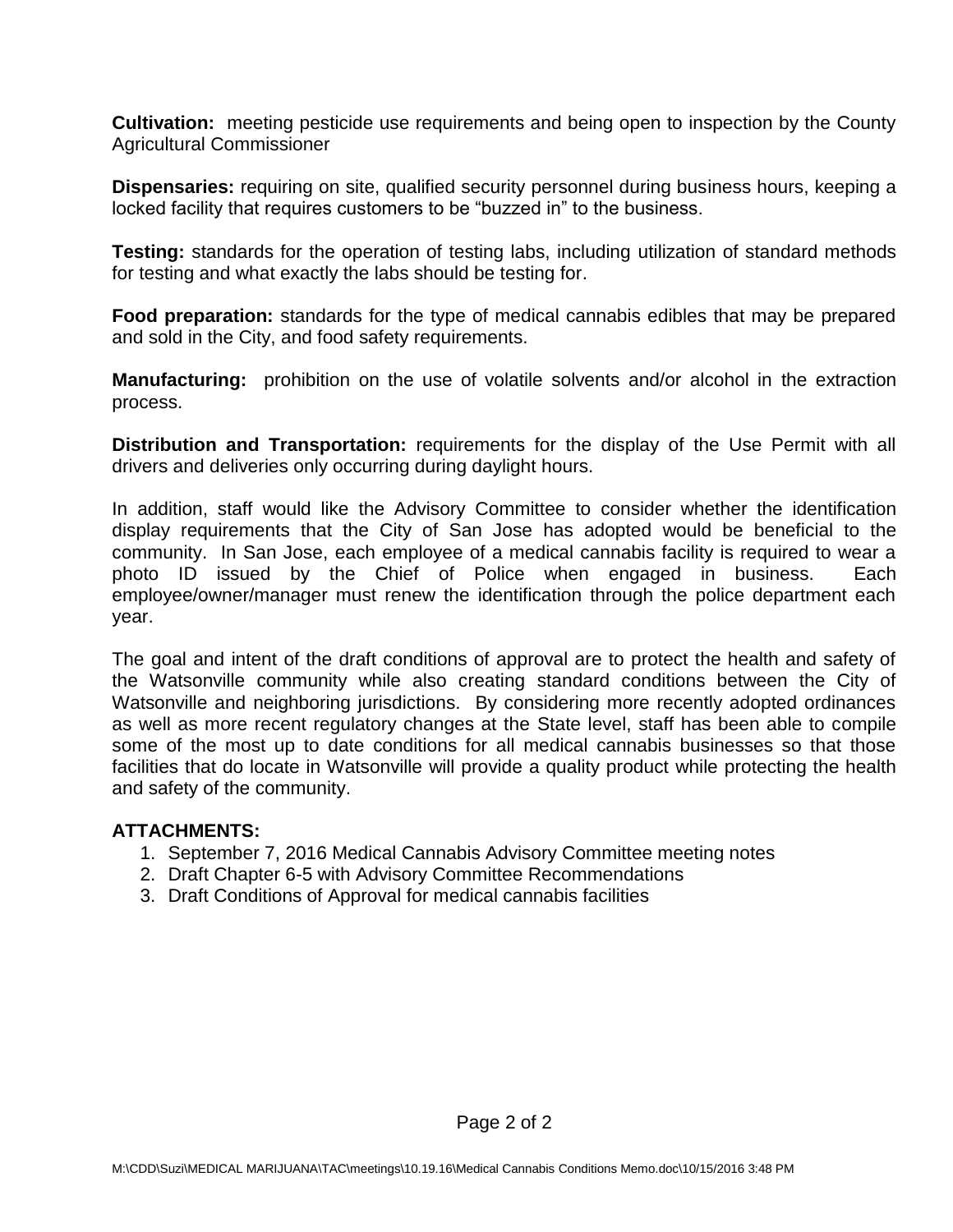**Cultivation:** meeting pesticide use requirements and being open to inspection by the County Agricultural Commissioner

**Dispensaries:** requiring on site, qualified security personnel during business hours, keeping a locked facility that requires customers to be "buzzed in" to the business.

**Testing:** standards for the operation of testing labs, including utilization of standard methods for testing and what exactly the labs should be testing for.

**Food preparation:** standards for the type of medical cannabis edibles that may be prepared and sold in the City, and food safety requirements.

**Manufacturing:** prohibition on the use of volatile solvents and/or alcohol in the extraction process.

**Distribution and Transportation:** requirements for the display of the Use Permit with all drivers and deliveries only occurring during daylight hours.

In addition, staff would like the Advisory Committee to consider whether the identification display requirements that the City of San Jose has adopted would be beneficial to the community. In San Jose, each employee of a medical cannabis facility is required to wear a photo ID issued by the Chief of Police when engaged in business. Each employee/owner/manager must renew the identification through the police department each year.

The goal and intent of the draft conditions of approval are to protect the health and safety of the Watsonville community while also creating standard conditions between the City of Watsonville and neighboring jurisdictions. By considering more recently adopted ordinances as well as more recent regulatory changes at the State level, staff has been able to compile some of the most up to date conditions for all medical cannabis businesses so that those facilities that do locate in Watsonville will provide a quality product while protecting the health and safety of the community.

**ATTACHMENTS:**

1. September 7, 2016 Medical Cannabis Advisory Committee meeting notes
2. Draft Chapter 6-5 with Advisory Committee Recommendations
3. Draft Conditions of Approval for medical cannabis facilities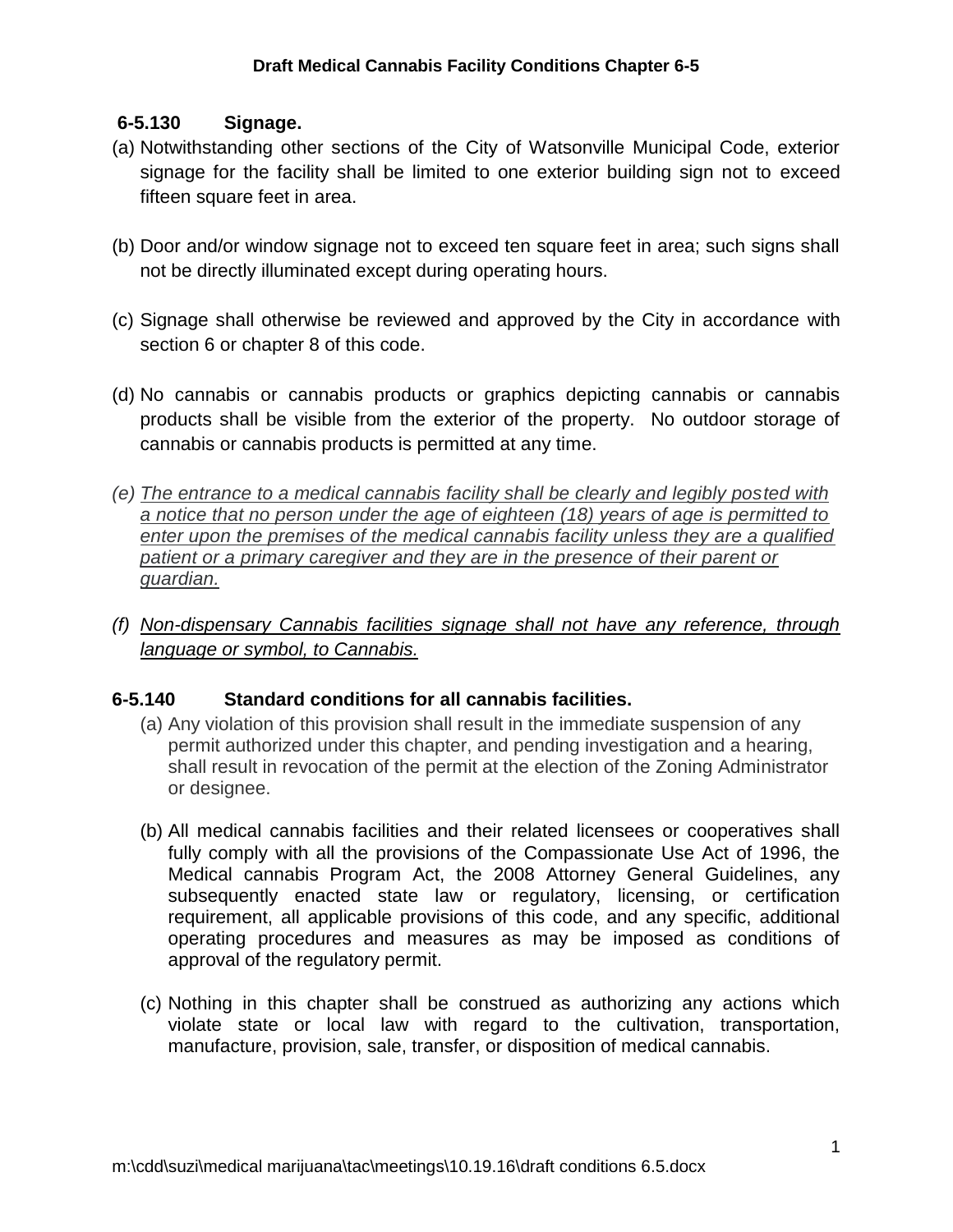# Draft Medical Cannabis Facility Conditions Chapter 6-5

## 6-5.130 Signage.

(a) Notwithstanding other sections of the City of Watsonville Municipal Code, exterior signage for the facility shall be limited to one exterior building sign not to exceed fifteen square feet in area.

(b) Door and/or window signage not to exceed ten square feet in area; such signs shall not be directly illuminated except during operating hours.

(c) Signage shall otherwise be reviewed and approved by the City in accordance with section 6 or chapter 8 of this code.

(d) No cannabis or cannabis products or graphics depicting cannabis or cannabis products shall be visible from the exterior of the property. No outdoor storage of cannabis or cannabis products is permitted at any time.

*(e) <u>The entrance to a medical cannabis facility shall be clearly and legibly posted with a notice that no person under the age of eighteen (18) years of age is permitted to enter upon the premises of the medical cannabis facility unless they are a qualified patient or a primary caregiver and they are in the presence of their parent or guardian.</u>*

*(f) <u>Non-dispensary Cannabis facilities signage shall not have any reference, through language or symbol, to Cannabis.</u>*

## 6-5.140 Standard conditions for all cannabis facilities.

(a) Any violation of this provision shall result in the immediate suspension of any permit authorized under this chapter, and pending investigation and a hearing, shall result in revocation of the permit at the election of the Zoning Administrator or designee.

(b) All medical cannabis facilities and their related licensees or cooperatives shall fully comply with all the provisions of the Compassionate Use Act of 1996, the Medical cannabis Program Act, the 2008 Attorney General Guidelines, any subsequently enacted state law or regulatory, licensing, or certification requirement, all applicable provisions of this code, and any specific, additional operating procedures and measures as may be imposed as conditions of approval of the regulatory permit.

(c) Nothing in this chapter shall be construed as authorizing any actions which violate state or local law with regard to the cultivation, transportation, manufacture, provision, sale, transfer, or disposition of medical cannabis.

m:\cdd\suzi\medical marijuana\tac\meetings\10.19.16\draft conditions 6.5.docx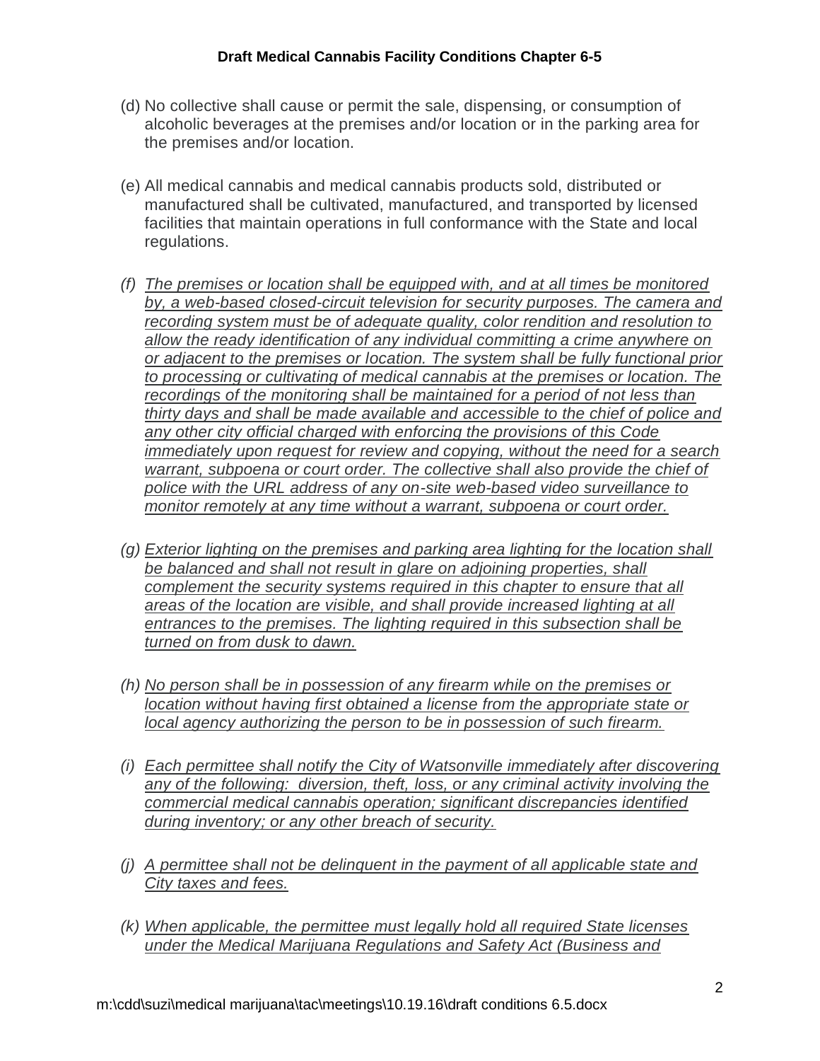(d) No collective shall cause or permit the sale, dispensing, or consumption of alcoholic beverages at the premises and/or location or in the parking area for the premises and/or location.

(e) All medical cannabis and medical cannabis products sold, distributed or manufactured shall be cultivated, manufactured, and transported by licensed facilities that maintain operations in full conformance with the State and local regulations.

*(f) The premises or location shall be equipped with, and at all times be monitored by, a web-based closed-circuit television for security purposes. The camera and recording system must be of adequate quality, color rendition and resolution to allow the ready identification of any individual committing a crime anywhere on or adjacent to the premises or location. The system shall be fully functional prior to processing or cultivating of medical cannabis at the premises or location. The recordings of the monitoring shall be maintained for a period of not less than thirty days and shall be made available and accessible to the chief of police and any other city official charged with enforcing the provisions of this Code immediately upon request for review and copying, without the need for a search warrant, subpoena or court order. The collective shall also provide the chief of police with the URL address of any on-site web-based video surveillance to monitor remotely at any time without a warrant, subpoena or court order.*

*(g) Exterior lighting on the premises and parking area lighting for the location shall be balanced and shall not result in glare on adjoining properties, shall complement the security systems required in this chapter to ensure that all areas of the location are visible, and shall provide increased lighting at all entrances to the premises. The lighting required in this subsection shall be turned on from dusk to dawn.*

*(h) No person shall be in possession of any firearm while on the premises or location without having first obtained a license from the appropriate state or local agency authorizing the person to be in possession of such firearm.*

*(i) Each permittee shall notify the City of Watsonville immediately after discovering any of the following: diversion, theft, loss, or any criminal activity involving the commercial medical cannabis operation; significant discrepancies identified during inventory; or any other breach of security.*

*(j) A permittee shall not be delinquent in the payment of all applicable state and City taxes and fees.*

*(k) When applicable, the permittee must legally hold all required State licenses under the Medical Marijuana Regulations and Safety Act (Business and*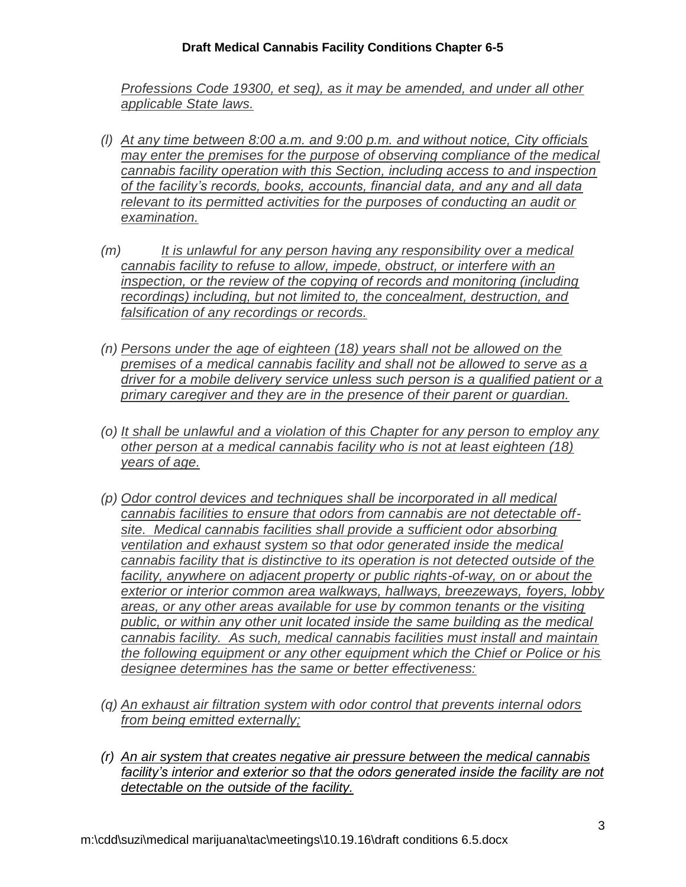*Professions Code 19300, et seq), as it may be amended, and under all other applicable State laws.*

*(l) At any time between 8:00 a.m. and 9:00 p.m. and without notice, City officials may enter the premises for the purpose of observing compliance of the medical cannabis facility operation with this Section, including access to and inspection of the facility's records, books, accounts, financial data, and any and all data relevant to its permitted activities for the purposes of conducting an audit or examination.*

*(m) It is unlawful for any person having any responsibility over a medical cannabis facility to refuse to allow, impede, obstruct, or interfere with an inspection, or the review of the copying of records and monitoring (including recordings) including, but not limited to, the concealment, destruction, and falsification of any recordings or records.*

*(n) Persons under the age of eighteen (18) years shall not be allowed on the premises of a medical cannabis facility and shall not be allowed to serve as a driver for a mobile delivery service unless such person is a qualified patient or a primary caregiver and they are in the presence of their parent or guardian.*

*(o) It shall be unlawful and a violation of this Chapter for any person to employ any other person at a medical cannabis facility who is not at least eighteen (18) years of age.*

*(p) Odor control devices and techniques shall be incorporated in all medical cannabis facilities to ensure that odors from cannabis are not detectable off-site. Medical cannabis facilities shall provide a sufficient odor absorbing ventilation and exhaust system so that odor generated inside the medical cannabis facility that is distinctive to its operation is not detected outside of the facility, anywhere on adjacent property or public rights-of-way, on or about the exterior or interior common area walkways, hallways, breezeways, foyers, lobby areas, or any other areas available for use by common tenants or the visiting public, or within any other unit located inside the same building as the medical cannabis facility. As such, medical cannabis facilities must install and maintain the following equipment or any other equipment which the Chief or Police or his designee determines has the same or better effectiveness:*

*(q) An exhaust air filtration system with odor control that prevents internal odors from being emitted externally;*

*(r) An air system that creates negative air pressure between the medical cannabis facility's interior and exterior so that the odors generated inside the facility are not detectable on the outside of the facility.*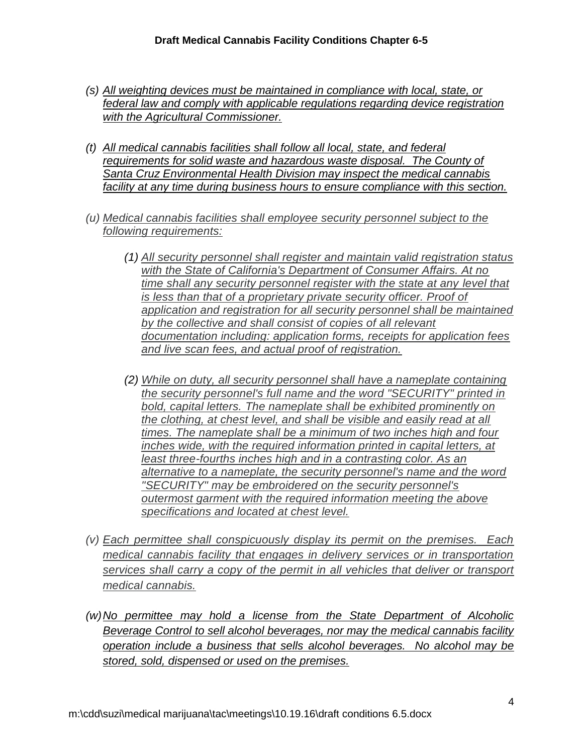*(s) All weighting devices must be maintained in compliance with local, state, or federal law and comply with applicable regulations regarding device registration with the Agricultural Commissioner.*

*(t) All medical cannabis facilities shall follow all local, state, and federal requirements for solid waste and hazardous waste disposal. The County of Santa Cruz Environmental Health Division may inspect the medical cannabis facility at any time during business hours to ensure compliance with this section.*

*(u) Medical cannabis facilities shall employee security personnel subject to the following requirements:*

> *(1) All security personnel shall register and maintain valid registration status with the State of California's Department of Consumer Affairs. At no time shall any security personnel register with the state at any level that is less than that of a proprietary private security officer. Proof of application and registration for all security personnel shall be maintained by the collective and shall consist of copies of all relevant documentation including: application forms, receipts for application fees and live scan fees, and actual proof of registration.*
>
> *(2) While on duty, all security personnel shall have a nameplate containing the security personnel's full name and the word "SECURITY" printed in bold, capital letters. The nameplate shall be exhibited prominently on the clothing, at chest level, and shall be visible and easily read at all times. The nameplate shall be a minimum of two inches high and four inches wide, with the required information printed in capital letters, at least three-fourths inches high and in a contrasting color. As an alternative to a nameplate, the security personnel's name and the word "SECURITY" may be embroidered on the security personnel's outermost garment with the required information meeting the above specifications and located at chest level.*

*(v) Each permittee shall conspicuously display its permit on the premises. Each medical cannabis facility that engages in delivery services or in transportation services shall carry a copy of the permit in all vehicles that deliver or transport medical cannabis.*

*(w) No permittee may hold a license from the State Department of Alcoholic Beverage Control to sell alcohol beverages, nor may the medical cannabis facility operation include a business that sells alcohol beverages. No alcohol may be stored, sold, dispensed or used on the premises.*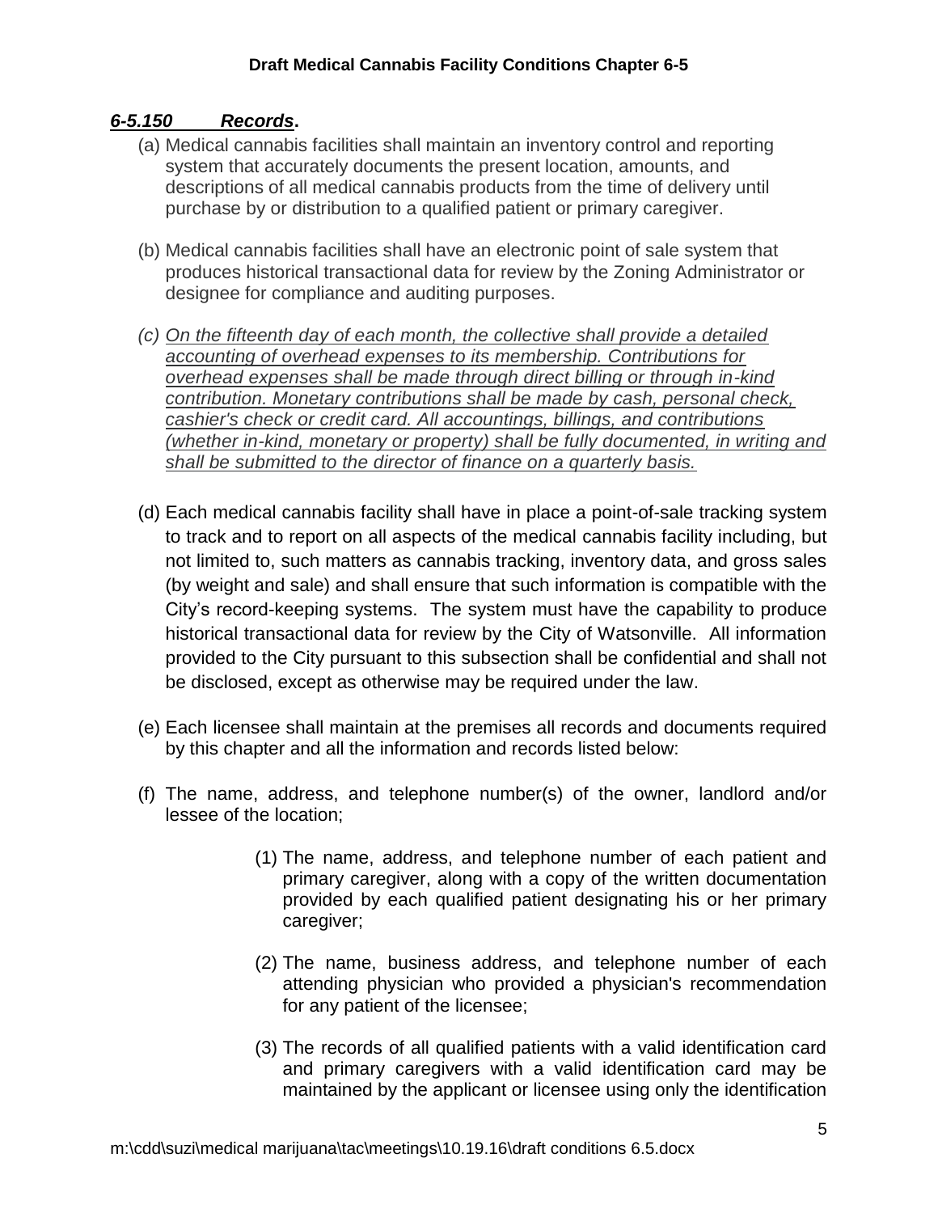## ***6-5.150 Records*.**

(a) Medical cannabis facilities shall maintain an inventory control and reporting system that accurately documents the present location, amounts, and descriptions of all medical cannabis products from the time of delivery until purchase by or distribution to a qualified patient or primary caregiver.

(b) Medical cannabis facilities shall have an electronic point of sale system that produces historical transactional data for review by the Zoning Administrator or designee for compliance and auditing purposes.

*(c) <u>On the fifteenth day of each month, the collective shall provide a detailed accounting of overhead expenses to its membership. Contributions for overhead expenses shall be made through direct billing or through in-kind contribution. Monetary contributions shall be made by cash, personal check, cashier's check or credit card. All accountings, billings, and contributions (whether in-kind, monetary or property) shall be fully documented, in writing and shall be submitted to the director of finance on a quarterly basis.</u>*

(d) Each medical cannabis facility shall have in place a point-of-sale tracking system to track and to report on all aspects of the medical cannabis facility including, but not limited to, such matters as cannabis tracking, inventory data, and gross sales (by weight and sale) and shall ensure that such information is compatible with the City's record-keeping systems. The system must have the capability to produce historical transactional data for review by the City of Watsonville. All information provided to the City pursuant to this subsection shall be confidential and shall not be disclosed, except as otherwise may be required under the law.

(e) Each licensee shall maintain at the premises all records and documents required by this chapter and all the information and records listed below:

(f) The name, address, and telephone number(s) of the owner, landlord and/or lessee of the location;

(1) The name, address, and telephone number of each patient and primary caregiver, along with a copy of the written documentation provided by each qualified patient designating his or her primary caregiver;

(2) The name, business address, and telephone number of each attending physician who provided a physician's recommendation for any patient of the licensee;

(3) The records of all qualified patients with a valid identification card and primary caregivers with a valid identification card may be maintained by the applicant or licensee using only the identification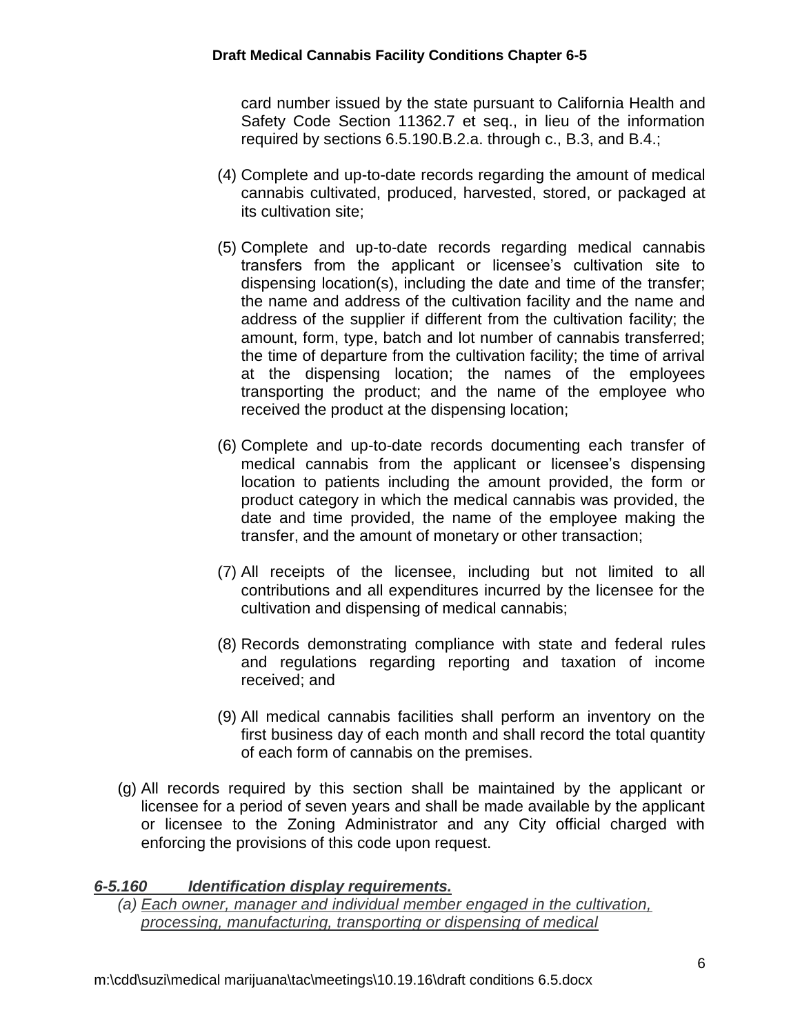card number issued by the state pursuant to California Health and Safety Code Section 11362.7 et seq., in lieu of the information required by sections 6.5.190.B.2.a. through c., B.3, and B.4.;

(4) Complete and up-to-date records regarding the amount of medical cannabis cultivated, produced, harvested, stored, or packaged at its cultivation site;

(5) Complete and up-to-date records regarding medical cannabis transfers from the applicant or licensee's cultivation site to dispensing location(s), including the date and time of the transfer; the name and address of the cultivation facility and the name and address of the supplier if different from the cultivation facility; the amount, form, type, batch and lot number of cannabis transferred; the time of departure from the cultivation facility; the time of arrival at the dispensing location; the names of the employees transporting the product; and the name of the employee who received the product at the dispensing location;

(6) Complete and up-to-date records documenting each transfer of medical cannabis from the applicant or licensee's dispensing location to patients including the amount provided, the form or product category in which the medical cannabis was provided, the date and time provided, the name of the employee making the transfer, and the amount of monetary or other transaction;

(7) All receipts of the licensee, including but not limited to all contributions and all expenditures incurred by the licensee for the cultivation and dispensing of medical cannabis;

(8) Records demonstrating compliance with state and federal rules and regulations regarding reporting and taxation of income received; and

(9) All medical cannabis facilities shall perform an inventory on the first business day of each month and shall record the total quantity of each form of cannabis on the premises.

(g) All records required by this section shall be maintained by the applicant or licensee for a period of seven years and shall be made available by the applicant or licensee to the Zoning Administrator and any City official charged with enforcing the provisions of this code upon request.

***6-5.160 Identification display requirements.***

*(a) Each owner, manager and individual member engaged in the cultivation, processing, manufacturing, transporting or dispensing of medical*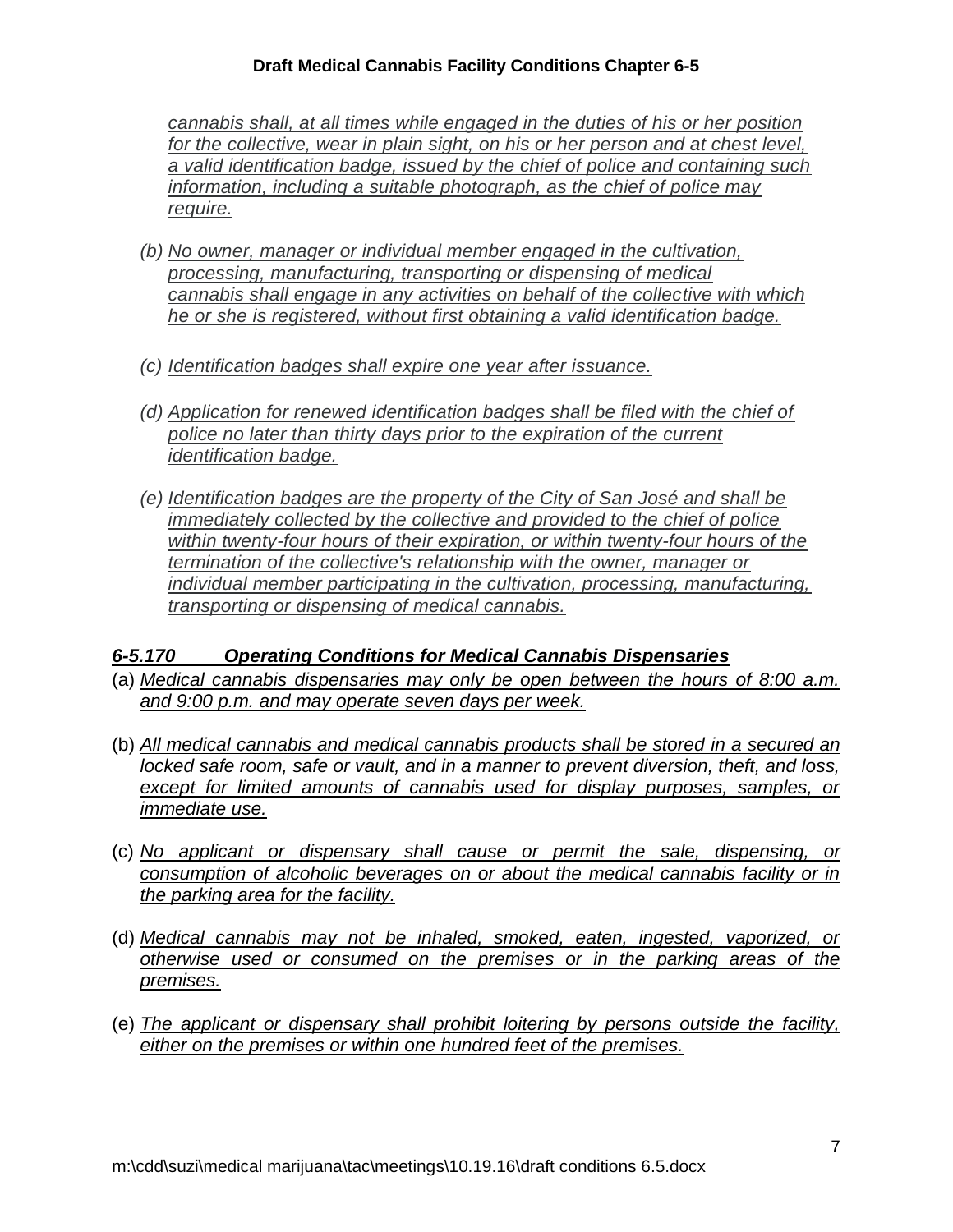*cannabis shall, at all times while engaged in the duties of his or her position for the collective, wear in plain sight, on his or her person and at chest level, a valid identification badge, issued by the chief of police and containing such information, including a suitable photograph, as the chief of police may require.*

(b) *No owner, manager or individual member engaged in the cultivation, processing, manufacturing, transporting or dispensing of medical cannabis shall engage in any activities on behalf of the collective with which he or she is registered, without first obtaining a valid identification badge.*

(c) *Identification badges shall expire one year after issuance.*

(d) *Application for renewed identification badges shall be filed with the chief of police no later than thirty days prior to the expiration of the current identification badge.*

(e) *Identification badges are the property of the City of San José and shall be immediately collected by the collective and provided to the chief of police within twenty-four hours of their expiration, or within twenty-four hours of the termination of the collective's relationship with the owner, manager or individual member participating in the cultivation, processing, manufacturing, transporting or dispensing of medical cannabis.*

### *6-5.170 Operating Conditions for Medical Cannabis Dispensaries*

(a) *Medical cannabis dispensaries may only be open between the hours of 8:00 a.m. and 9:00 p.m. and may operate seven days per week.*

(b) *All medical cannabis and medical cannabis products shall be stored in a secured an locked safe room, safe or vault, and in a manner to prevent diversion, theft, and loss, except for limited amounts of cannabis used for display purposes, samples, or immediate use.*

(c) *No applicant or dispensary shall cause or permit the sale, dispensing, or consumption of alcoholic beverages on or about the medical cannabis facility or in the parking area for the facility.*

(d) *Medical cannabis may not be inhaled, smoked, eaten, ingested, vaporized, or otherwise used or consumed on the premises or in the parking areas of the premises.*

(e) *The applicant or dispensary shall prohibit loitering by persons outside the facility, either on the premises or within one hundred feet of the premises.*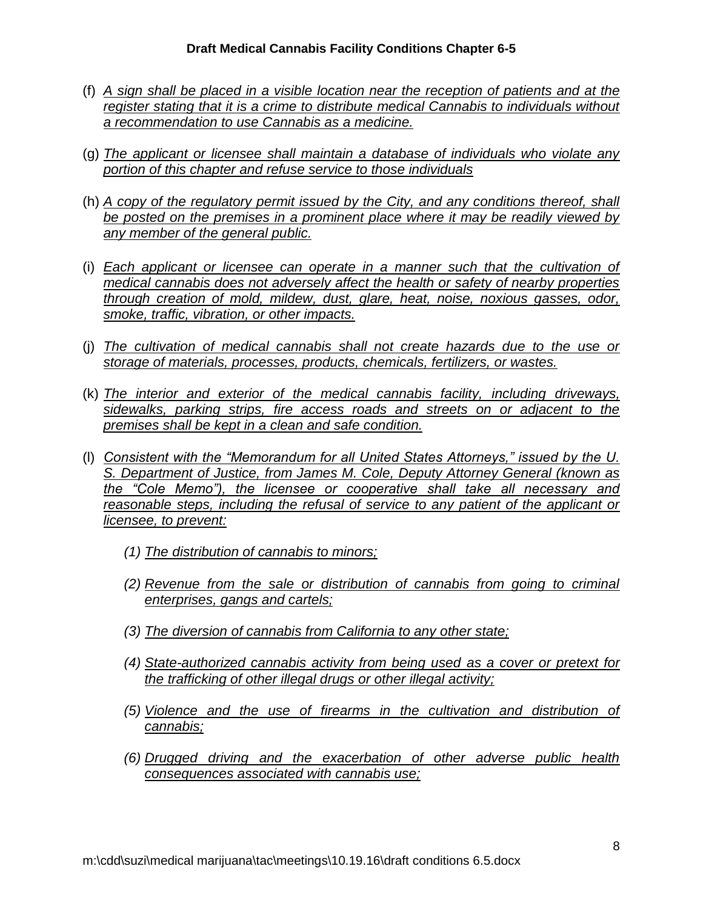(f) *A sign shall be placed in a visible location near the reception of patients and at the register stating that it is a crime to distribute medical Cannabis to individuals without a recommendation to use Cannabis as a medicine.*

(g) *The applicant or licensee shall maintain a database of individuals who violate any portion of this chapter and refuse service to those individuals*

(h) *A copy of the regulatory permit issued by the City, and any conditions thereof, shall be posted on the premises in a prominent place where it may be readily viewed by any member of the general public.*

(i) *Each applicant or licensee can operate in a manner such that the cultivation of medical cannabis does not adversely affect the health or safety of nearby properties through creation of mold, mildew, dust, glare, heat, noise, noxious gasses, odor, smoke, traffic, vibration, or other impacts.*

(j) *The cultivation of medical cannabis shall not create hazards due to the use or storage of materials, processes, products, chemicals, fertilizers, or wastes.*

(k) *The interior and exterior of the medical cannabis facility, including driveways, sidewalks, parking strips, fire access roads and streets on or adjacent to the premises shall be kept in a clean and safe condition.*

(l) *Consistent with the "Memorandum for all United States Attorneys," issued by the U. S. Department of Justice, from James M. Cole, Deputy Attorney General (known as the "Cole Memo"), the licensee or cooperative shall take all necessary and reasonable steps, including the refusal of service to any patient of the applicant or licensee, to prevent:*

*(1) The distribution of cannabis to minors;*

*(2) Revenue from the sale or distribution of cannabis from going to criminal enterprises, gangs and cartels;*

*(3) The diversion of cannabis from California to any other state;*

*(4) State-authorized cannabis activity from being used as a cover or pretext for the trafficking of other illegal drugs or other illegal activity;*

*(5) Violence and the use of firearms in the cultivation and distribution of cannabis;*

*(6) Drugged driving and the exacerbation of other adverse public health consequences associated with cannabis use;*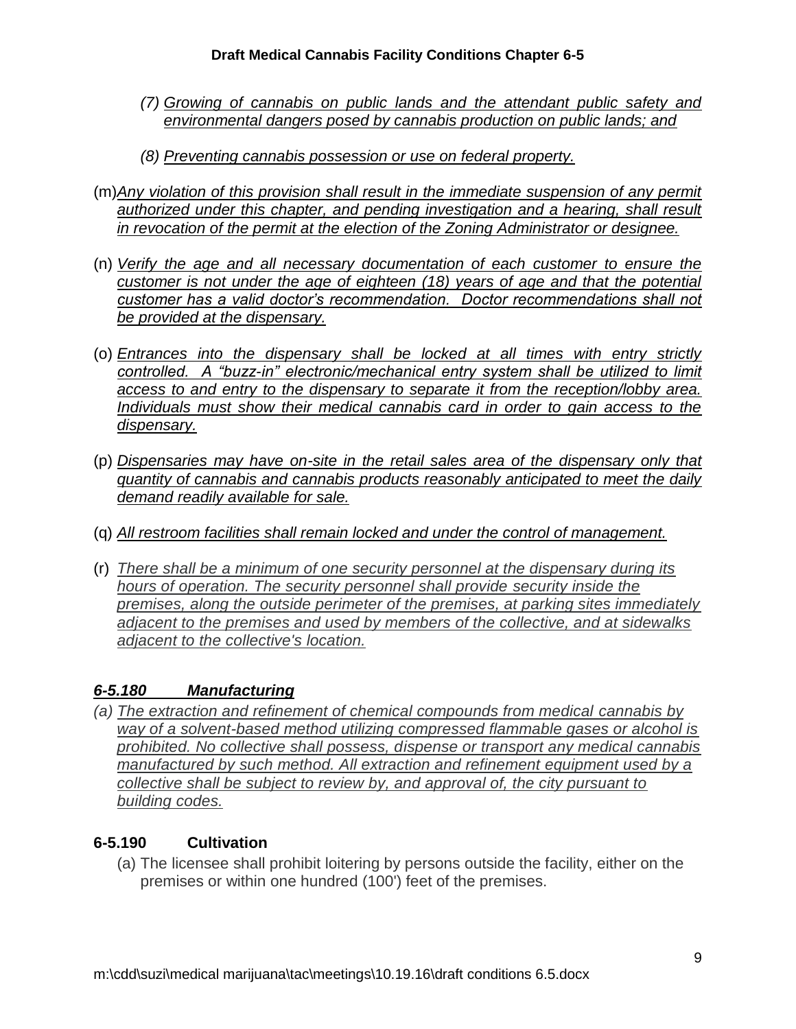*(7) Growing of cannabis on public lands and the attendant public safety and environmental dangers posed by cannabis production on public lands; and*

*(8) Preventing cannabis possession or use on federal property.*

(m) *Any violation of this provision shall result in the immediate suspension of any permit authorized under this chapter, and pending investigation and a hearing, shall result in revocation of the permit at the election of the Zoning Administrator or designee.*

(n) *Verify the age and all necessary documentation of each customer to ensure the customer is not under the age of eighteen (18) years of age and that the potential customer has a valid doctor's recommendation. Doctor recommendations shall not be provided at the dispensary.*

(o) *Entrances into the dispensary shall be locked at all times with entry strictly controlled. A "buzz-in" electronic/mechanical entry system shall be utilized to limit access to and entry to the dispensary to separate it from the reception/lobby area. Individuals must show their medical cannabis card in order to gain access to the dispensary.*

(p) *Dispensaries may have on-site in the retail sales area of the dispensary only that quantity of cannabis and cannabis products reasonably anticipated to meet the daily demand readily available for sale.*

(q) *All restroom facilities shall remain locked and under the control of management.*

(r) *There shall be a minimum of one security personnel at the dispensary during its hours of operation. The security personnel shall provide security inside the premises, along the outside perimeter of the premises, at parking sites immediately adjacent to the premises and used by members of the collective, and at sidewalks adjacent to the collective's location.*

### *6-5.180 Manufacturing*

*(a) The extraction and refinement of chemical compounds from medical cannabis by way of a solvent-based method utilizing compressed flammable gases or alcohol is prohibited. No collective shall possess, dispense or transport any medical cannabis manufactured by such method. All extraction and refinement equipment used by a collective shall be subject to review by, and approval of, the city pursuant to building codes.*

### 6-5.190 Cultivation

(a) The licensee shall prohibit loitering by persons outside the facility, either on the premises or within one hundred (100') feet of the premises.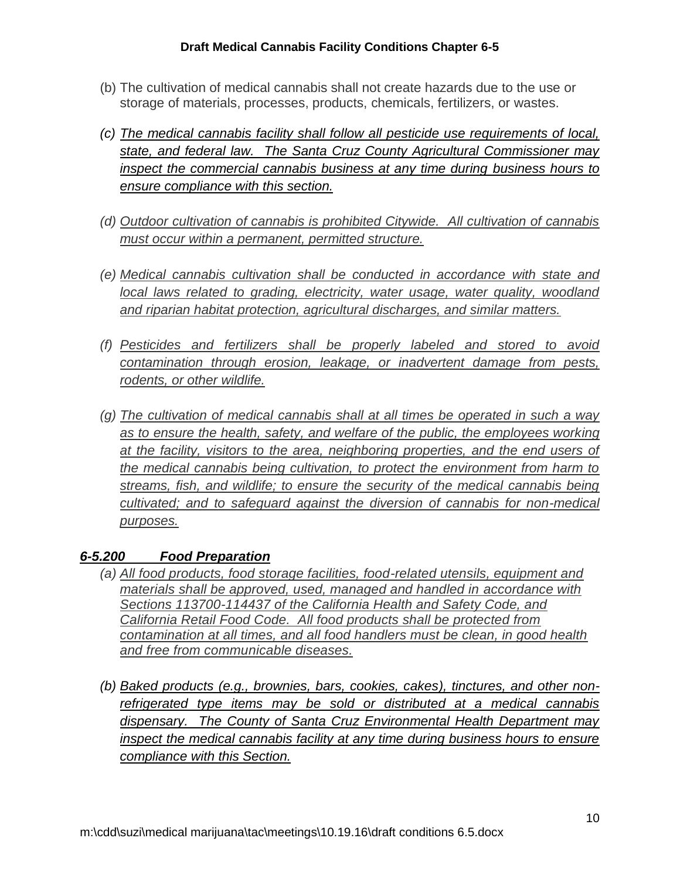(b) The cultivation of medical cannabis shall not create hazards due to the use or storage of materials, processes, products, chemicals, fertilizers, or wastes.

*(c) The medical cannabis facility shall follow all pesticide use requirements of local, state, and federal law. The Santa Cruz County Agricultural Commissioner may inspect the commercial cannabis business at any time during business hours to ensure compliance with this section.*

*(d) Outdoor cultivation of cannabis is prohibited Citywide. All cultivation of cannabis must occur within a permanent, permitted structure.*

*(e) Medical cannabis cultivation shall be conducted in accordance with state and local laws related to grading, electricity, water usage, water quality, woodland and riparian habitat protection, agricultural discharges, and similar matters.*

*(f) Pesticides and fertilizers shall be properly labeled and stored to avoid contamination through erosion, leakage, or inadvertent damage from pests, rodents, or other wildlife.*

*(g) The cultivation of medical cannabis shall at all times be operated in such a way as to ensure the health, safety, and welfare of the public, the employees working at the facility, visitors to the area, neighboring properties, and the end users of the medical cannabis being cultivation, to protect the environment from harm to streams, fish, and wildlife; to ensure the security of the medical cannabis being cultivated; and to safeguard against the diversion of cannabis for non-medical purposes.*

### *6-5.200 Food Preparation*

*(a) All food products, food storage facilities, food-related utensils, equipment and materials shall be approved, used, managed and handled in accordance with Sections 113700-114437 of the California Health and Safety Code, and California Retail Food Code. All food products shall be protected from contamination at all times, and all food handlers must be clean, in good health and free from communicable diseases.*

*(b) Baked products (e.g., brownies, bars, cookies, cakes), tinctures, and other non-refrigerated type items may be sold or distributed at a medical cannabis dispensary. The County of Santa Cruz Environmental Health Department may inspect the medical cannabis facility at any time during business hours to ensure compliance with this Section.*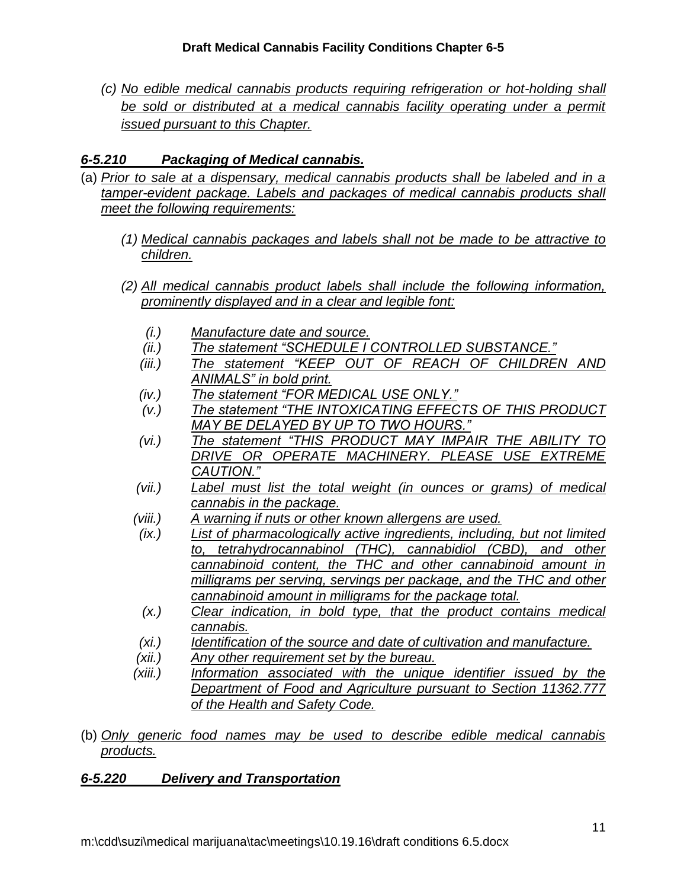*(c) No edible medical cannabis products requiring refrigeration or hot-holding shall be sold or distributed at a medical cannabis facility operating under a permit issued pursuant to this Chapter.*

### *6-5.210 Packaging of Medical cannabis.*

(a) *Prior to sale at a dispensary, medical cannabis products shall be labeled and in a tamper-evident package. Labels and packages of medical cannabis products shall meet the following requirements:*

*(1) Medical cannabis packages and labels shall not be made to be attractive to children.*

*(2) All medical cannabis product labels shall include the following information, prominently displayed and in a clear and legible font:*

*(i.) Manufacture date and source.*
*(ii.) The statement "SCHEDULE I CONTROLLED SUBSTANCE."*
*(iii.) The statement "KEEP OUT OF REACH OF CHILDREN AND ANIMALS" in bold print.*
*(iv.) The statement "FOR MEDICAL USE ONLY."*
*(v.) The statement "THE INTOXICATING EFFECTS OF THIS PRODUCT MAY BE DELAYED BY UP TO TWO HOURS."*
*(vi.) The statement "THIS PRODUCT MAY IMPAIR THE ABILITY TO DRIVE OR OPERATE MACHINERY. PLEASE USE EXTREME CAUTION."*
*(vii.) Label must list the total weight (in ounces or grams) of medical cannabis in the package.*
*(viii.) A warning if nuts or other known allergens are used.*
*(ix.) List of pharmacologically active ingredients, including, but not limited to, tetrahydrocannabinol (THC), cannabidiol (CBD), and other cannabinoid content, the THC and other cannabinoid amount in milligrams per serving, servings per package, and the THC and other cannabinoid amount in milligrams for the package total.*
*(x.) Clear indication, in bold type, that the product contains medical cannabis.*
*(xi.) Identification of the source and date of cultivation and manufacture.*
*(xii.) Any other requirement set by the bureau.*
*(xiii.) Information associated with the unique identifier issued by the Department of Food and Agriculture pursuant to Section 11362.777 of the Health and Safety Code.*

(b) *Only generic food names may be used to describe edible medical cannabis products.*

### *6-5.220 Delivery and Transportation*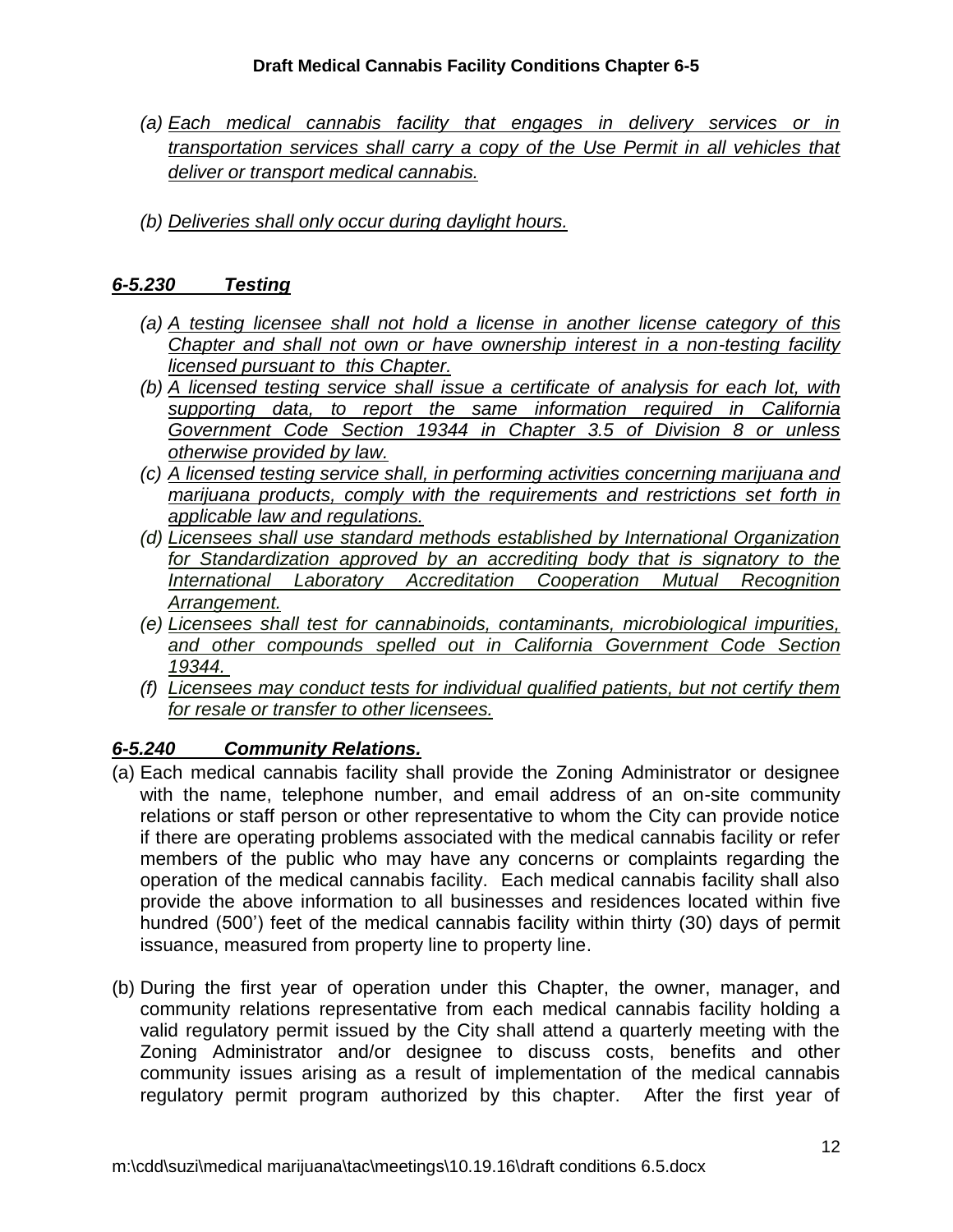(a) *Each medical cannabis facility that engages in delivery services or in transportation services shall carry a copy of the Use Permit in all vehicles that deliver or transport medical cannabis.*

(b) *Deliveries shall only occur during daylight hours.*

### *6-5.230 Testing*

(a) *A testing licensee shall not hold a license in another license category of this Chapter and shall not own or have ownership interest in a non-testing facility licensed pursuant to this Chapter.*

(b) *A licensed testing service shall issue a certificate of analysis for each lot, with supporting data, to report the same information required in California Government Code Section 19344 in Chapter 3.5 of Division 8 or unless otherwise provided by law.*

(c) *A licensed testing service shall, in performing activities concerning marijuana and marijuana products, comply with the requirements and restrictions set forth in applicable law and regulations.*

(d) *Licensees shall use standard methods established by International Organization for Standardization approved by an accrediting body that is signatory to the International Laboratory Accreditation Cooperation Mutual Recognition Arrangement.*

(e) *Licensees shall test for cannabinoids, contaminants, microbiological impurities, and other compounds spelled out in California Government Code Section 19344.*

(f) *Licensees may conduct tests for individual qualified patients, but not certify them for resale or transfer to other licensees.*

### *6-5.240 Community Relations.*

(a) Each medical cannabis facility shall provide the Zoning Administrator or designee with the name, telephone number, and email address of an on-site community relations or staff person or other representative to whom the City can provide notice if there are operating problems associated with the medical cannabis facility or refer members of the public who may have any concerns or complaints regarding the operation of the medical cannabis facility. Each medical cannabis facility shall also provide the above information to all businesses and residences located within five hundred (500') feet of the medical cannabis facility within thirty (30) days of permit issuance, measured from property line to property line.

(b) During the first year of operation under this Chapter, the owner, manager, and community relations representative from each medical cannabis facility holding a valid regulatory permit issued by the City shall attend a quarterly meeting with the Zoning Administrator and/or designee to discuss costs, benefits and other community issues arising as a result of implementation of the medical cannabis regulatory permit program authorized by this chapter. After the first year of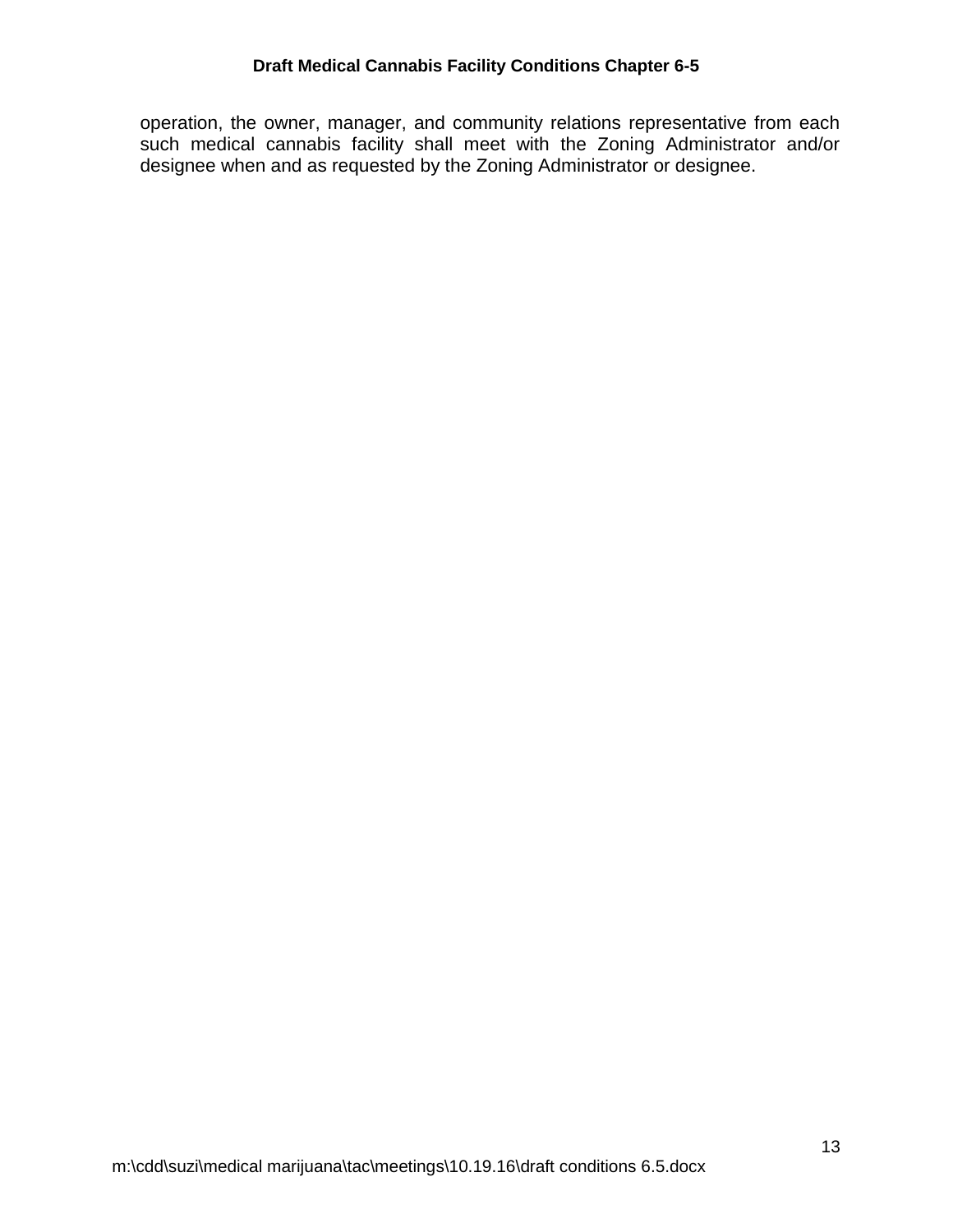operation, the owner, manager, and community relations representative from each such medical cannabis facility shall meet with the Zoning Administrator and/or designee when and as requested by the Zoning Administrator or designee.